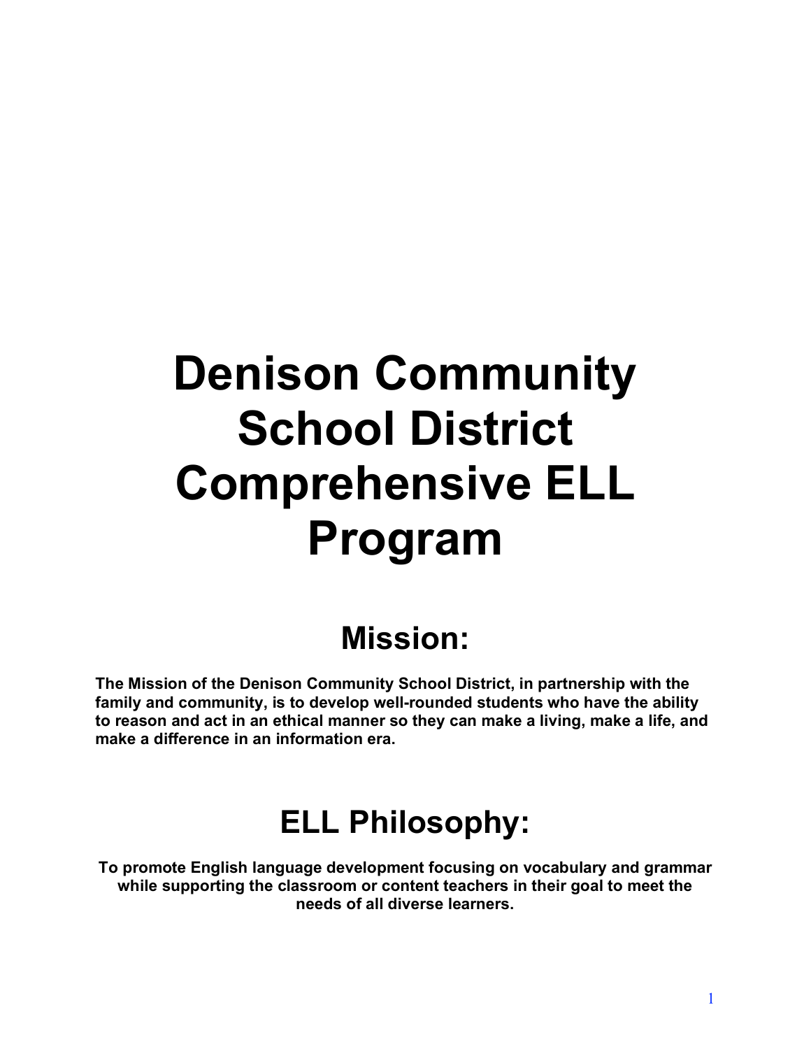# Denison Community School District Comprehensive ELL Program

## Mission:

**The Mission of the Denison Community School District, in partnership with the family and community, is to develop well-rounded students who have the ability to reason and act in an ethical manner so they can make a living, make a life, and make a difference in an information era.**

## ELL Philosophy:

**To promote English language development focusing on vocabulary and grammar while supporting the classroom or content teachers in their goal to meet the needs of all diverse learners.**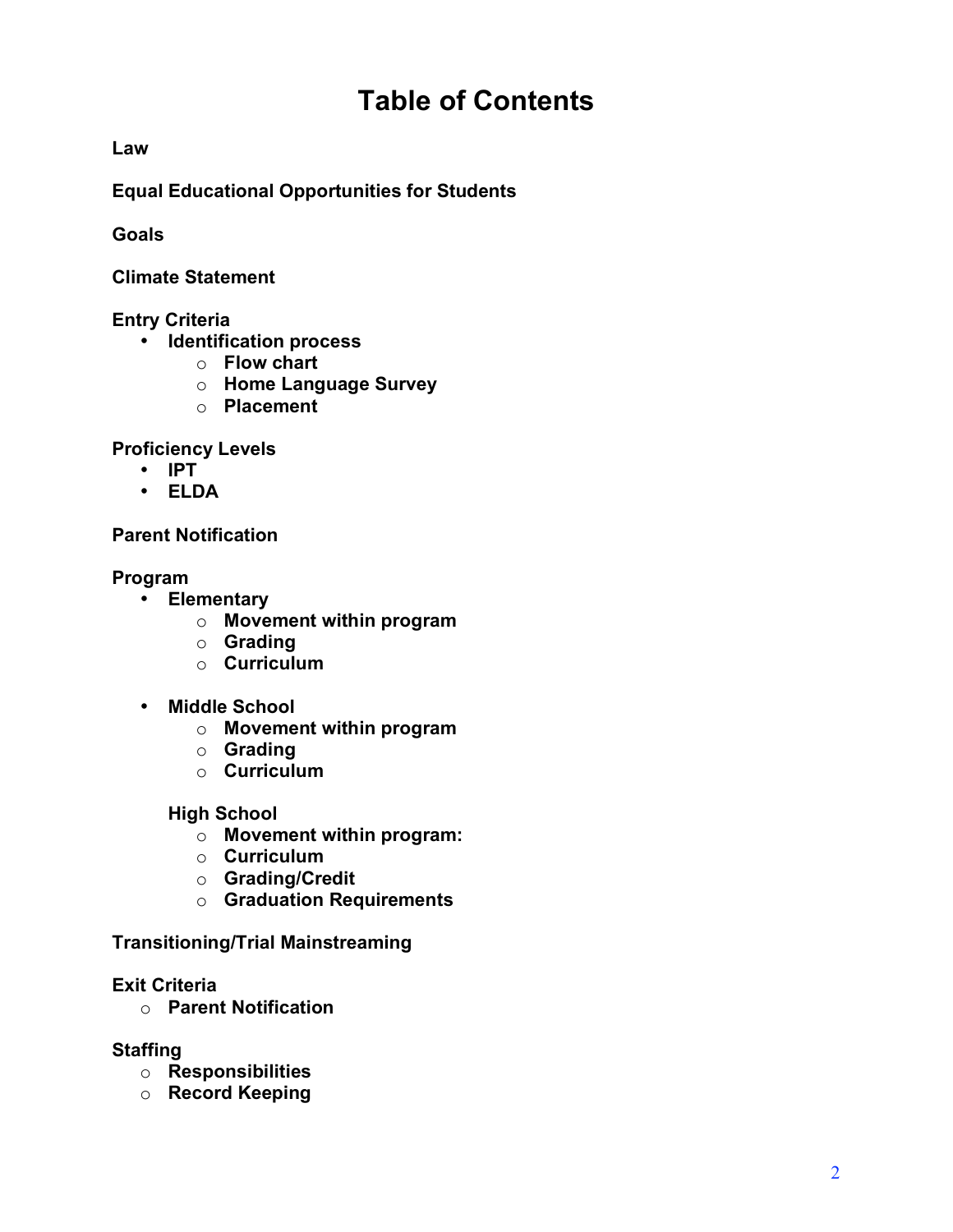# Table of Contents

**Law**

**Equal Educational Opportunities for Students**

**Goals**

**Climate Statement**

**Entry Criteria**

- **Identification process**
  - **Flow chart**
  - **Home Language Survey**
  - **Placement**

**Proficiency Levels**

- **IPT**
- **ELDA**

**Parent Notification**

**Program**

- **Elementary**
  - **Movement within program**
  - **Grading**
  - **Curriculum**

- **Middle School**
  - **Movement within program**
  - **Grading**
  - **Curriculum**

**High School**

- **Movement within program:**
- **Curriculum**
- **Grading/Credit**
- **Graduation Requirements**

**Transitioning/Trial Mainstreaming**

**Exit Criteria**

- **Parent Notification**

**Staffing**

- **Responsibilities**
- **Record Keeping**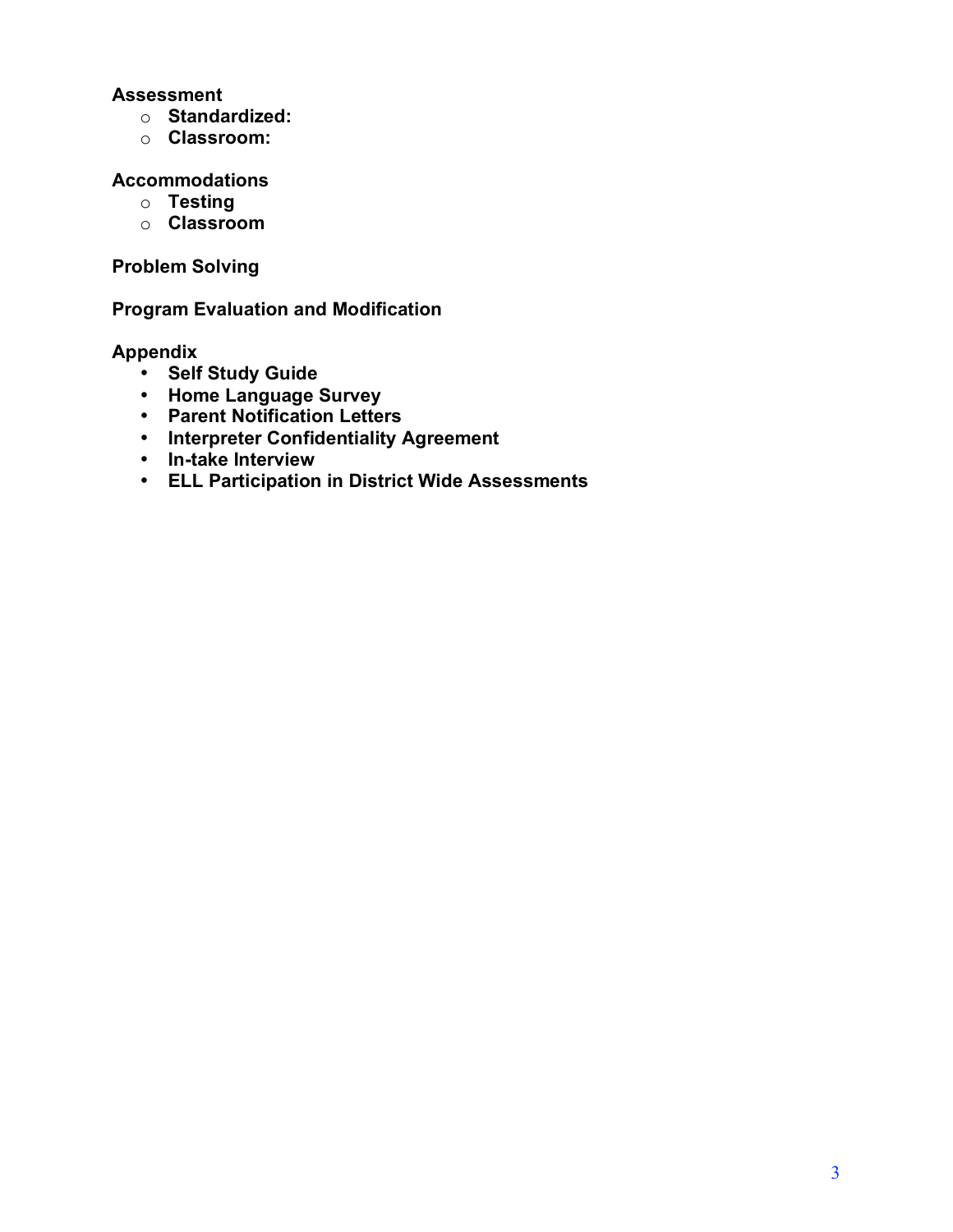**Assessment**

- **Standardized:**
- **Classroom:**

**Accommodations**

- **Testing**
- **Classroom**

**Problem Solving**

**Program Evaluation and Modification**

**Appendix**

- **Self Study Guide**
- **Home Language Survey**
- **Parent Notification Letters**
- **Interpreter Confidentiality Agreement**
- **In-take Interview**
- **ELL Participation in District Wide Assessments**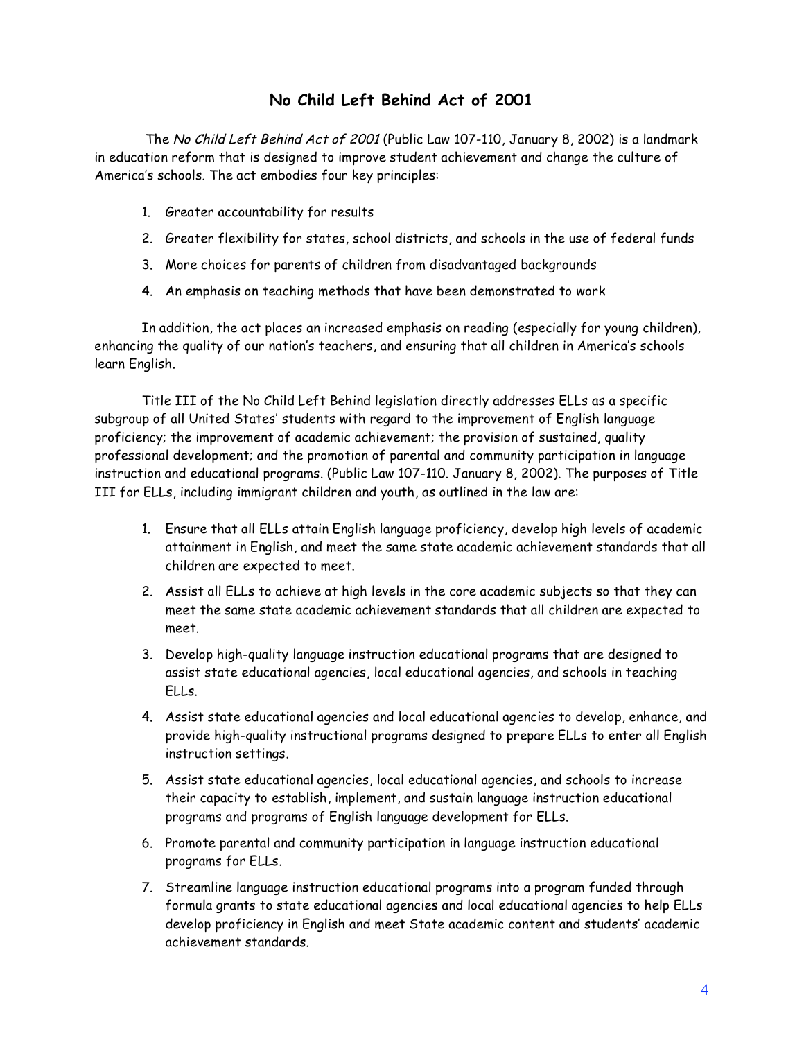## No Child Left Behind Act of 2001

The *No Child Left Behind Act of 2001* (Public Law 107-110, January 8, 2002) is a landmark in education reform that is designed to improve student achievement and change the culture of America's schools. The act embodies four key principles:

1. Greater accountability for results
2. Greater flexibility for states, school districts, and schools in the use of federal funds
3. More choices for parents of children from disadvantaged backgrounds
4. An emphasis on teaching methods that have been demonstrated to work

In addition, the act places an increased emphasis on reading (especially for young children), enhancing the quality of our nation's teachers, and ensuring that all children in America's schools learn English.

Title III of the No Child Left Behind legislation directly addresses ELLs as a specific subgroup of all United States' students with regard to the improvement of English language proficiency; the improvement of academic achievement; the provision of sustained, quality professional development; and the promotion of parental and community participation in language instruction and educational programs. (Public Law 107-110. January 8, 2002). The purposes of Title III for ELLs, including immigrant children and youth, as outlined in the law are:

1. Ensure that all ELLs attain English language proficiency, develop high levels of academic attainment in English, and meet the same state academic achievement standards that all children are expected to meet.
2. Assist all ELLs to achieve at high levels in the core academic subjects so that they can meet the same state academic achievement standards that all children are expected to meet.
3. Develop high-quality language instruction educational programs that are designed to assist state educational agencies, local educational agencies, and schools in teaching ELLs.
4. Assist state educational agencies and local educational agencies to develop, enhance, and provide high-quality instructional programs designed to prepare ELLs to enter all English instruction settings.
5. Assist state educational agencies, local educational agencies, and schools to increase their capacity to establish, implement, and sustain language instruction educational programs and programs of English language development for ELLs.
6. Promote parental and community participation in language instruction educational programs for ELLs.
7. Streamline language instruction educational programs into a program funded through formula grants to state educational agencies and local educational agencies to help ELLs develop proficiency in English and meet State academic content and students' academic achievement standards.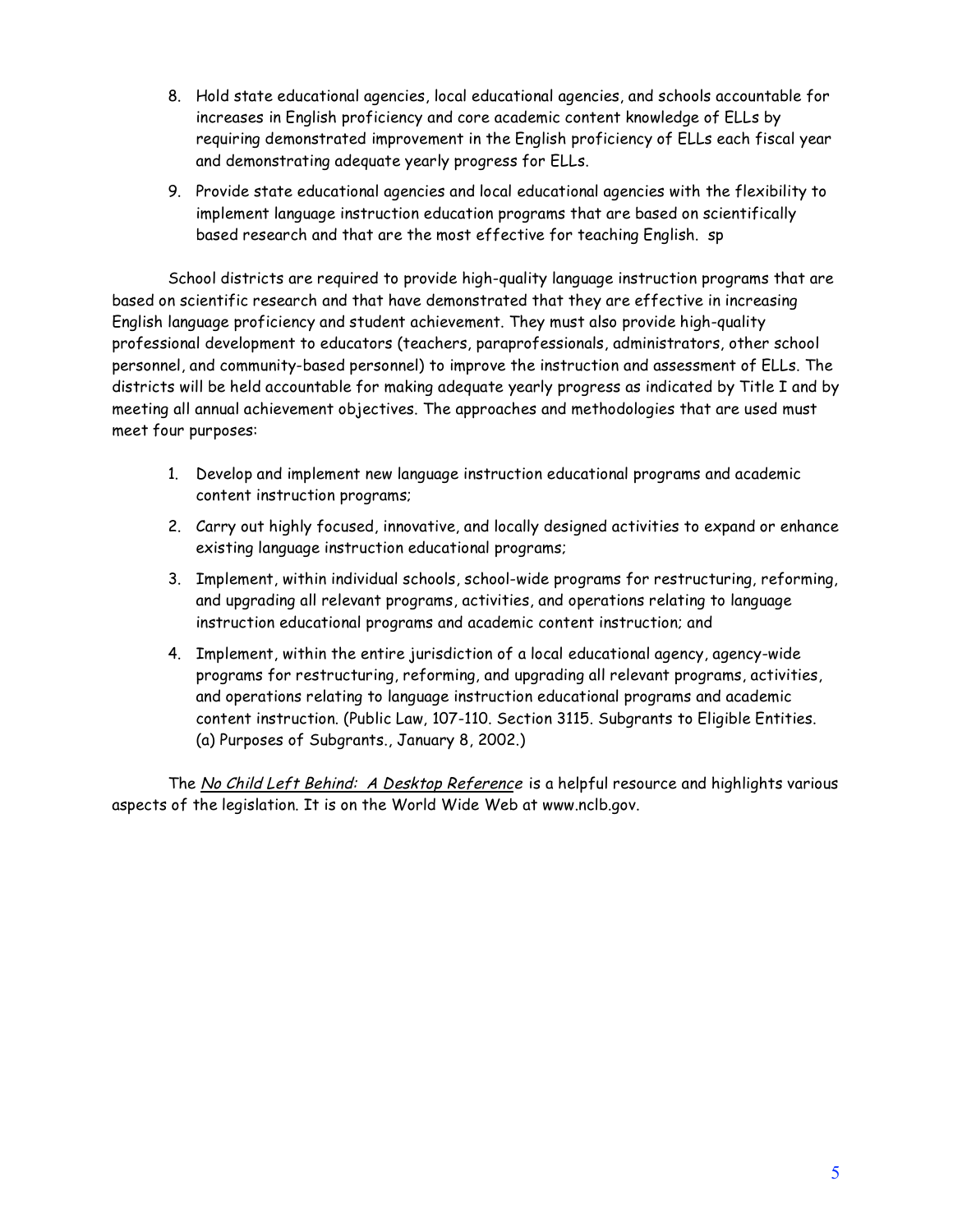8. Hold state educational agencies, local educational agencies, and schools accountable for increases in English proficiency and core academic content knowledge of ELLs by requiring demonstrated improvement in the English proficiency of ELLs each fiscal year and demonstrating adequate yearly progress for ELLs.

9. Provide state educational agencies and local educational agencies with the flexibility to implement language instruction education programs that are based on scientifically based research and that are the most effective for teaching English. sp

School districts are required to provide high-quality language instruction programs that are based on scientific research and that have demonstrated that they are effective in increasing English language proficiency and student achievement. They must also provide high-quality professional development to educators (teachers, paraprofessionals, administrators, other school personnel, and community-based personnel) to improve the instruction and assessment of ELLs. The districts will be held accountable for making adequate yearly progress as indicated by Title I and by meeting all annual achievement objectives. The approaches and methodologies that are used must meet four purposes:

1. Develop and implement new language instruction educational programs and academic content instruction programs;

2. Carry out highly focused, innovative, and locally designed activities to expand or enhance existing language instruction educational programs;

3. Implement, within individual schools, school-wide programs for restructuring, reforming, and upgrading all relevant programs, activities, and operations relating to language instruction educational programs and academic content instruction; and

4. Implement, within the entire jurisdiction of a local educational agency, agency-wide programs for restructuring, reforming, and upgrading all relevant programs, activities, and operations relating to language instruction educational programs and academic content instruction. (Public Law, 107-110. Section 3115. Subgrants to Eligible Entities. (a) Purposes of Subgrants., January 8, 2002.)

The *No Child Left Behind: A Desktop Reference* is a helpful resource and highlights various aspects of the legislation. It is on the World Wide Web at www.nclb.gov.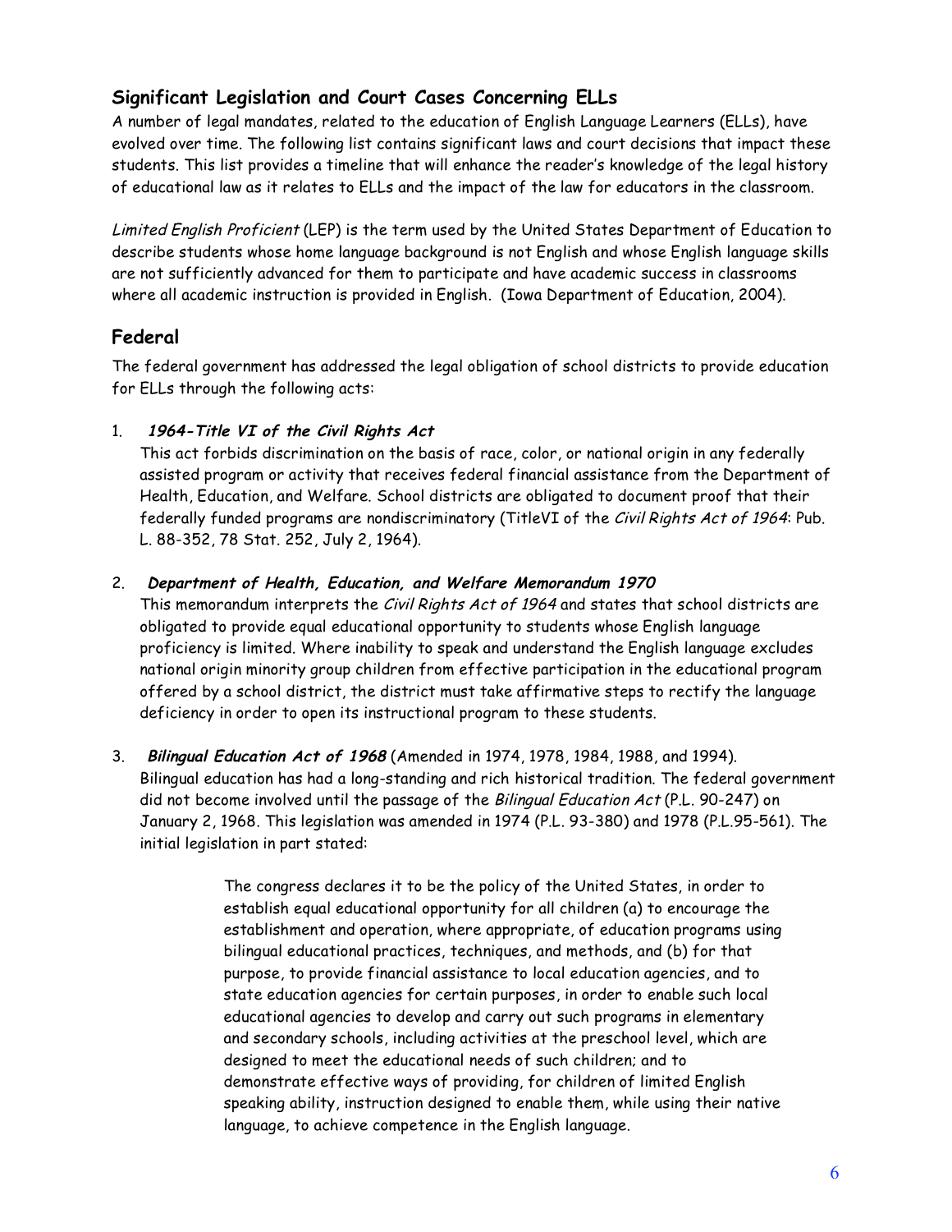## Significant Legislation and Court Cases Concerning ELLs

A number of legal mandates, related to the education of English Language Learners (ELLs), have evolved over time. The following list contains significant laws and court decisions that impact these students. This list provides a timeline that will enhance the reader's knowledge of the legal history of educational law as it relates to ELLs and the impact of the law for educators in the classroom.

*Limited English Proficient* (LEP) is the term used by the United States Department of Education to describe students whose home language background is not English and whose English language skills are not sufficiently advanced for them to participate and have academic success in classrooms where all academic instruction is provided in English. (Iowa Department of Education, 2004).

## Federal

The federal government has addressed the legal obligation of school districts to provide education for ELLs through the following acts:

1. ***1964-Title VI of the Civil Rights Act***
   This act forbids discrimination on the basis of race, color, or national origin in any federally assisted program or activity that receives federal financial assistance from the Department of Health, Education, and Welfare. School districts are obligated to document proof that their federally funded programs are nondiscriminatory (TitleVI of the *Civil Rights Act of 1964*: Pub. L. 88-352, 78 Stat. 252, July 2, 1964).

2. ***Department of Health, Education, and Welfare Memorandum 1970***
   This memorandum interprets the *Civil Rights Act of 1964* and states that school districts are obligated to provide equal educational opportunity to students whose English language proficiency is limited. Where inability to speak and understand the English language excludes national origin minority group children from effective participation in the educational program offered by a school district, the district must take affirmative steps to rectify the language deficiency in order to open its instructional program to these students.

3. ***Bilingual Education Act of 1968*** (Amended in 1974, 1978, 1984, 1988, and 1994).
   Bilingual education has had a long-standing and rich historical tradition. The federal government did not become involved until the passage of the *Bilingual Education Act* (P.L. 90-247) on January 2, 1968. This legislation was amended in 1974 (P.L. 93-380) and 1978 (P.L.95-561). The initial legislation in part stated:

   > The congress declares it to be the policy of the United States, in order to establish equal educational opportunity for all children (a) to encourage the establishment and operation, where appropriate, of education programs using bilingual educational practices, techniques, and methods, and (b) for that purpose, to provide financial assistance to local education agencies, and to state education agencies for certain purposes, in order to enable such local educational agencies to develop and carry out such programs in elementary and secondary schools, including activities at the preschool level, which are designed to meet the educational needs of such children; and to demonstrate effective ways of providing, for children of limited English speaking ability, instruction designed to enable them, while using their native language, to achieve competence in the English language.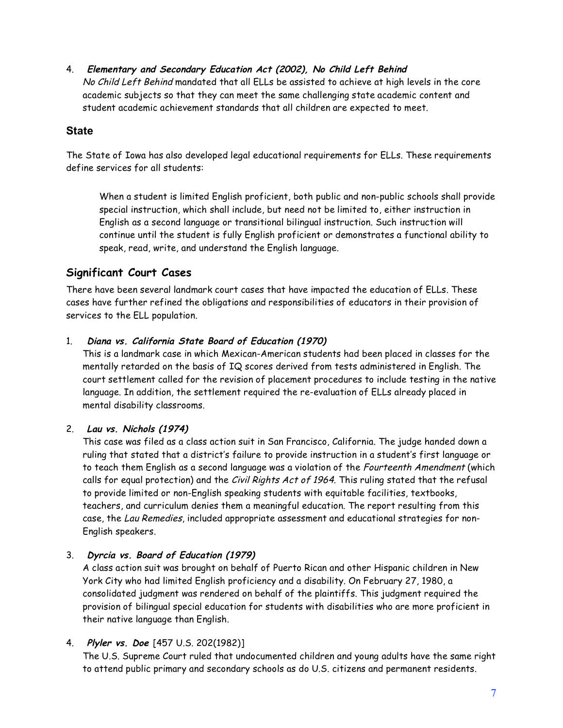4. ***Elementary and Secondary Education Act (2002), No Child Left Behind***
   *No Child Left Behind* mandated that all ELLs be assisted to achieve at high levels in the core academic subjects so that they can meet the same challenging state academic content and student academic achievement standards that all children are expected to meet.

## State

The State of Iowa has also developed legal educational requirements for ELLs. These requirements define services for all students:

> When a student is limited English proficient, both public and non-public schools shall provide special instruction, which shall include, but need not be limited to, either instruction in English as a second language or transitional bilingual instruction. Such instruction will continue until the student is fully English proficient or demonstrates a functional ability to speak, read, write, and understand the English language.

## Significant Court Cases

There have been several landmark court cases that have impacted the education of ELLs. These cases have further refined the obligations and responsibilities of educators in their provision of services to the ELL population.

1. ***Diana vs. California State Board of Education (1970)***
   This is a landmark case in which Mexican-American students had been placed in classes for the mentally retarded on the basis of IQ scores derived from tests administered in English. The court settlement called for the revision of placement procedures to include testing in the native language. In addition, the settlement required the re-evaluation of ELLs already placed in mental disability classrooms.

2. ***Lau vs. Nichols (1974)***
   This case was filed as a class action suit in San Francisco, California. The judge handed down a ruling that stated that a district's failure to provide instruction in a student's first language or to teach them English as a second language was a violation of the *Fourteenth Amendment* (which calls for equal protection) and the *Civil Rights Act of 1964*. This ruling stated that the refusal to provide limited or non-English speaking students with equitable facilities, textbooks, teachers, and curriculum denies them a meaningful education. The report resulting from this case, the *Lau Remedies*, included appropriate assessment and educational strategies for non-English speakers.

3. ***Dyrcia vs. Board of Education (1979)***
   A class action suit was brought on behalf of Puerto Rican and other Hispanic children in New York City who had limited English proficiency and a disability. On February 27, 1980, a consolidated judgment was rendered on behalf of the plaintiffs. This judgment required the provision of bilingual special education for students with disabilities who are more proficient in their native language than English.

4. ***Plyler vs. Doe*** [457 U.S. 202(1982)]
   The U.S. Supreme Court ruled that undocumented children and young adults have the same right to attend public primary and secondary schools as do U.S. citizens and permanent residents.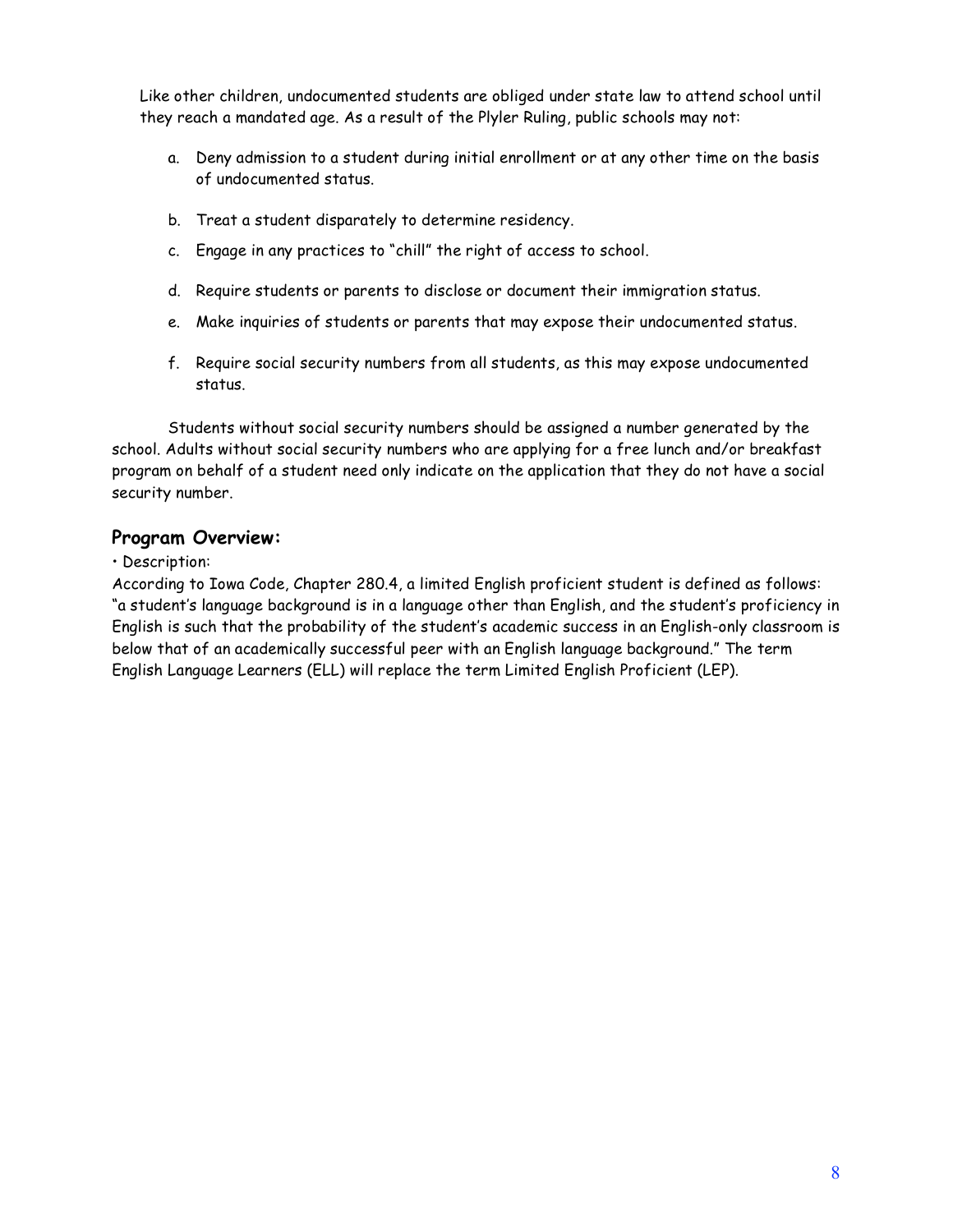Like other children, undocumented students are obliged under state law to attend school until they reach a mandated age. As a result of the Plyler Ruling, public schools may not:

a. Deny admission to a student during initial enrollment or at any other time on the basis of undocumented status.

b. Treat a student disparately to determine residency.

c. Engage in any practices to "chill" the right of access to school.

d. Require students or parents to disclose or document their immigration status.

e. Make inquiries of students or parents that may expose their undocumented status.

f. Require social security numbers from all students, as this may expose undocumented status.

Students without social security numbers should be assigned a number generated by the school. Adults without social security numbers who are applying for a free lunch and/or breakfast program on behalf of a student need only indicate on the application that they do not have a social security number.

## Program Overview:

• Description:

According to Iowa Code, Chapter 280.4, a limited English proficient student is defined as follows: "a student's language background is in a language other than English, and the student's proficiency in English is such that the probability of the student's academic success in an English-only classroom is below that of an academically successful peer with an English language background." The term English Language Learners (ELL) will replace the term Limited English Proficient (LEP).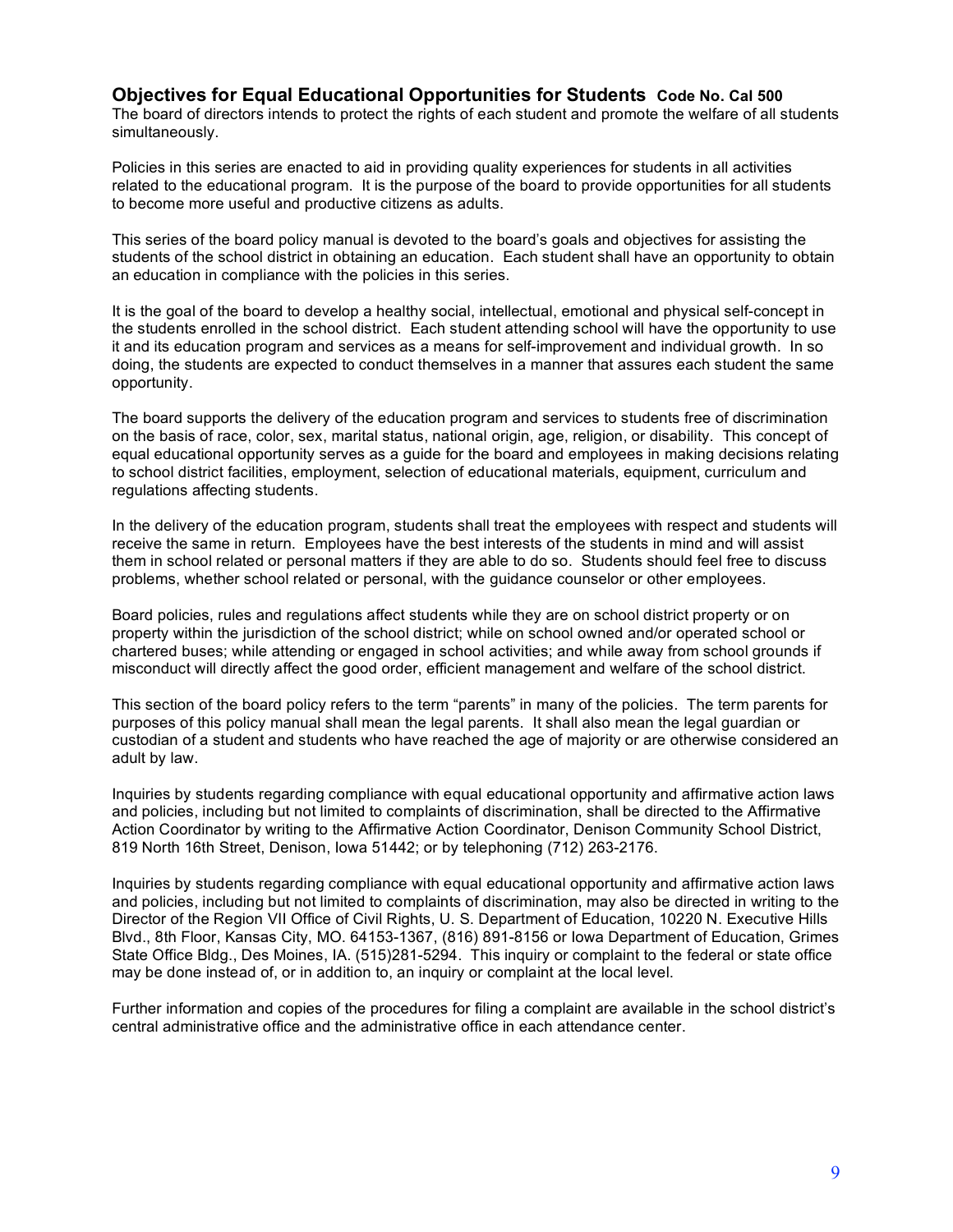## Objectives for Equal Educational Opportunities for Students **Code No. Cal 500**

The board of directors intends to protect the rights of each student and promote the welfare of all students simultaneously.

Policies in this series are enacted to aid in providing quality experiences for students in all activities related to the educational program. It is the purpose of the board to provide opportunities for all students to become more useful and productive citizens as adults.

This series of the board policy manual is devoted to the board's goals and objectives for assisting the students of the school district in obtaining an education. Each student shall have an opportunity to obtain an education in compliance with the policies in this series.

It is the goal of the board to develop a healthy social, intellectual, emotional and physical self-concept in the students enrolled in the school district. Each student attending school will have the opportunity to use it and its education program and services as a means for self-improvement and individual growth. In so doing, the students are expected to conduct themselves in a manner that assures each student the same opportunity.

The board supports the delivery of the education program and services to students free of discrimination on the basis of race, color, sex, marital status, national origin, age, religion, or disability. This concept of equal educational opportunity serves as a guide for the board and employees in making decisions relating to school district facilities, employment, selection of educational materials, equipment, curriculum and regulations affecting students.

In the delivery of the education program, students shall treat the employees with respect and students will receive the same in return. Employees have the best interests of the students in mind and will assist them in school related or personal matters if they are able to do so. Students should feel free to discuss problems, whether school related or personal, with the guidance counselor or other employees.

Board policies, rules and regulations affect students while they are on school district property or on property within the jurisdiction of the school district; while on school owned and/or operated school or chartered buses; while attending or engaged in school activities; and while away from school grounds if misconduct will directly affect the good order, efficient management and welfare of the school district.

This section of the board policy refers to the term "parents" in many of the policies. The term parents for purposes of this policy manual shall mean the legal parents. It shall also mean the legal guardian or custodian of a student and students who have reached the age of majority or are otherwise considered an adult by law.

Inquiries by students regarding compliance with equal educational opportunity and affirmative action laws and policies, including but not limited to complaints of discrimination, shall be directed to the Affirmative Action Coordinator by writing to the Affirmative Action Coordinator, Denison Community School District, 819 North 16th Street, Denison, Iowa 51442; or by telephoning (712) 263-2176.

Inquiries by students regarding compliance with equal educational opportunity and affirmative action laws and policies, including but not limited to complaints of discrimination, may also be directed in writing to the Director of the Region VII Office of Civil Rights, U. S. Department of Education, 10220 N. Executive Hills Blvd., 8th Floor, Kansas City, MO. 64153-1367, (816) 891-8156 or Iowa Department of Education, Grimes State Office Bldg., Des Moines, IA. (515)281-5294. This inquiry or complaint to the federal or state office may be done instead of, or in addition to, an inquiry or complaint at the local level.

Further information and copies of the procedures for filing a complaint are available in the school district's central administrative office and the administrative office in each attendance center.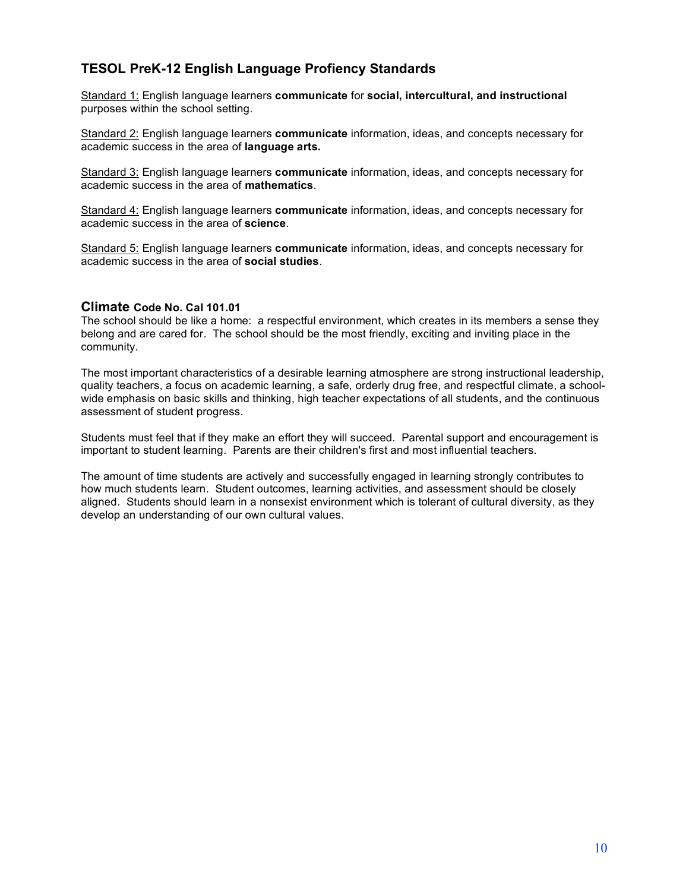## TESOL PreK-12 English Language Profiency Standards

Standard 1: English language learners **communicate** for **social, intercultural, and instructional** purposes within the school setting.

Standard 2: English language learners **communicate** information, ideas, and concepts necessary for academic success in the area of **language arts.**

Standard 3: English language learners **communicate** information, ideas, and concepts necessary for academic success in the area of **mathematics**.

Standard 4: English language learners **communicate** information, ideas, and concepts necessary for academic success in the area of **science**.

Standard 5: English language learners **communicate** information, ideas, and concepts necessary for academic success in the area of **social studies**.

## Climate **Code No. Cal 101.01**

The school should be like a home: a respectful environment, which creates in its members a sense they belong and are cared for. The school should be the most friendly, exciting and inviting place in the community.

The most important characteristics of a desirable learning atmosphere are strong instructional leadership, quality teachers, a focus on academic learning, a safe, orderly drug free, and respectful climate, a school-wide emphasis on basic skills and thinking, high teacher expectations of all students, and the continuous assessment of student progress.

Students must feel that if they make an effort they will succeed. Parental support and encouragement is important to student learning. Parents are their children's first and most influential teachers.

The amount of time students are actively and successfully engaged in learning strongly contributes to how much students learn. Student outcomes, learning activities, and assessment should be closely aligned. Students should learn in a nonsexist environment which is tolerant of cultural diversity, as they develop an understanding of our own cultural values.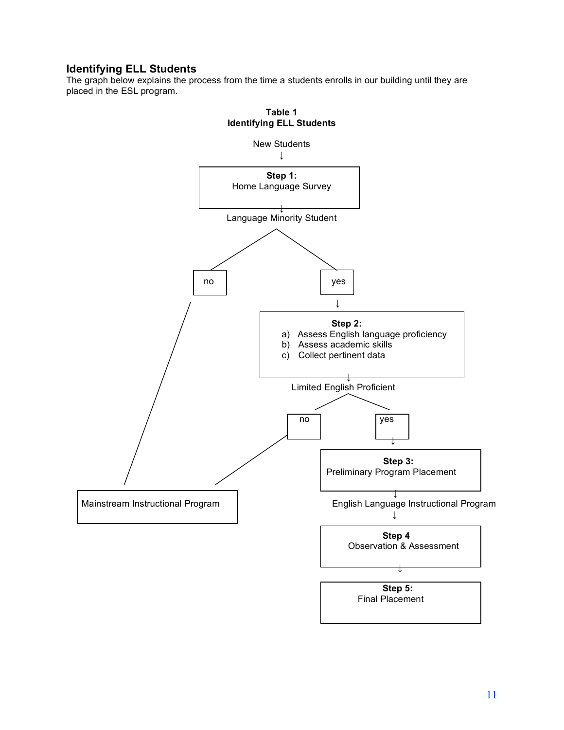## Identifying ELL Students

The graph below explains the process from the time a students enrolls in our building until they are placed in the ESL program.

**Table 1**
**Identifying ELL Students**

New Students
↓

**Step 1:**
Home Language Survey
↓
Language Minority Student

- **no** → Mainstream Instructional Program
- **yes** ↓

**Step 2:**
a) Assess English language proficiency
b) Assess academic skills
c) Collect pertinent data
↓
Limited English Proficient

- **no** → Mainstream Instructional Program
- **yes** ↓

**Step 3:**
Preliminary Program Placement
↓
English Language Instructional Program
↓

**Step 4**
Observation & Assessment
↓

**Step 5:**
Final Placement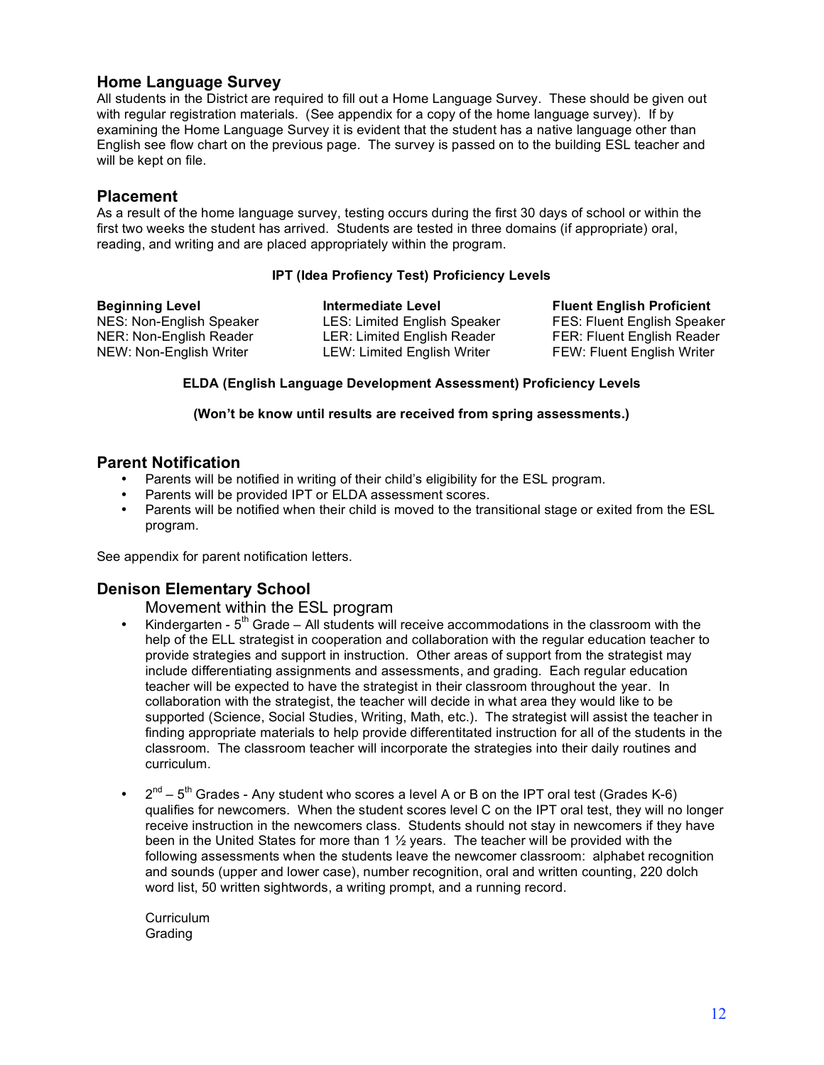## Home Language Survey

All students in the District are required to fill out a Home Language Survey. These should be given out with regular registration materials. (See appendix for a copy of the home language survey). If by examining the Home Language Survey it is evident that the student has a native language other than English see flow chart on the previous page. The survey is passed on to the building ESL teacher and will be kept on file.

## Placement

As a result of the home language survey, testing occurs during the first 30 days of school or within the first two weeks the student has arrived. Students are tested in three domains (if appropriate) oral, reading, and writing and are placed appropriately within the program.

**IPT (Idea Profiency Test) Proficiency Levels**

| **Beginning Level** | **Intermediate Level** | **Fluent English Proficient** |
|---|---|---|
| NES: Non-English Speaker | LES: Limited English Speaker | FES: Fluent English Speaker |
| NER: Non-English Reader | LER: Limited English Reader | FER: Fluent English Reader |
| NEW: Non-English Writer | LEW: Limited English Writer | FEW: Fluent English Writer |

**ELDA (English Language Development Assessment) Proficiency Levels**

**(Won't be know until results are received from spring assessments.)**

## Parent Notification

- Parents will be notified in writing of their child's eligibility for the ESL program.
- Parents will be provided IPT or ELDA assessment scores.
- Parents will be notified when their child is moved to the transitional stage or exited from the ESL program.

See appendix for parent notification letters.

## Denison Elementary School

### Movement within the ESL program

- Kindergarten - 5th Grade – All students will receive accommodations in the classroom with the help of the ELL strategist in cooperation and collaboration with the regular education teacher to provide strategies and support in instruction. Other areas of support from the strategist may include differentiating assignments and assessments, and grading. Each regular education teacher will be expected to have the strategist in their classroom throughout the year. In collaboration with the strategist, the teacher will decide in what area they would like to be supported (Science, Social Studies, Writing, Math, etc.). The strategist will assist the teacher in finding appropriate materials to help provide differentitated instruction for all of the students in the classroom. The classroom teacher will incorporate the strategies into their daily routines and curriculum.

- 2nd – 5th Grades - Any student who scores a level A or B on the IPT oral test (Grades K-6) qualifies for newcomers. When the student scores level C on the IPT oral test, they will no longer receive instruction in the newcomers class. Students should not stay in newcomers if they have been in the United States for more than 1 ½ years. The teacher will be provided with the following assessments when the students leave the newcomer classroom: alphabet recognition and sounds (upper and lower case), number recognition, oral and written counting, 220 dolch word list, 50 written sightwords, a writing prompt, and a running record.

  Curriculum
  Grading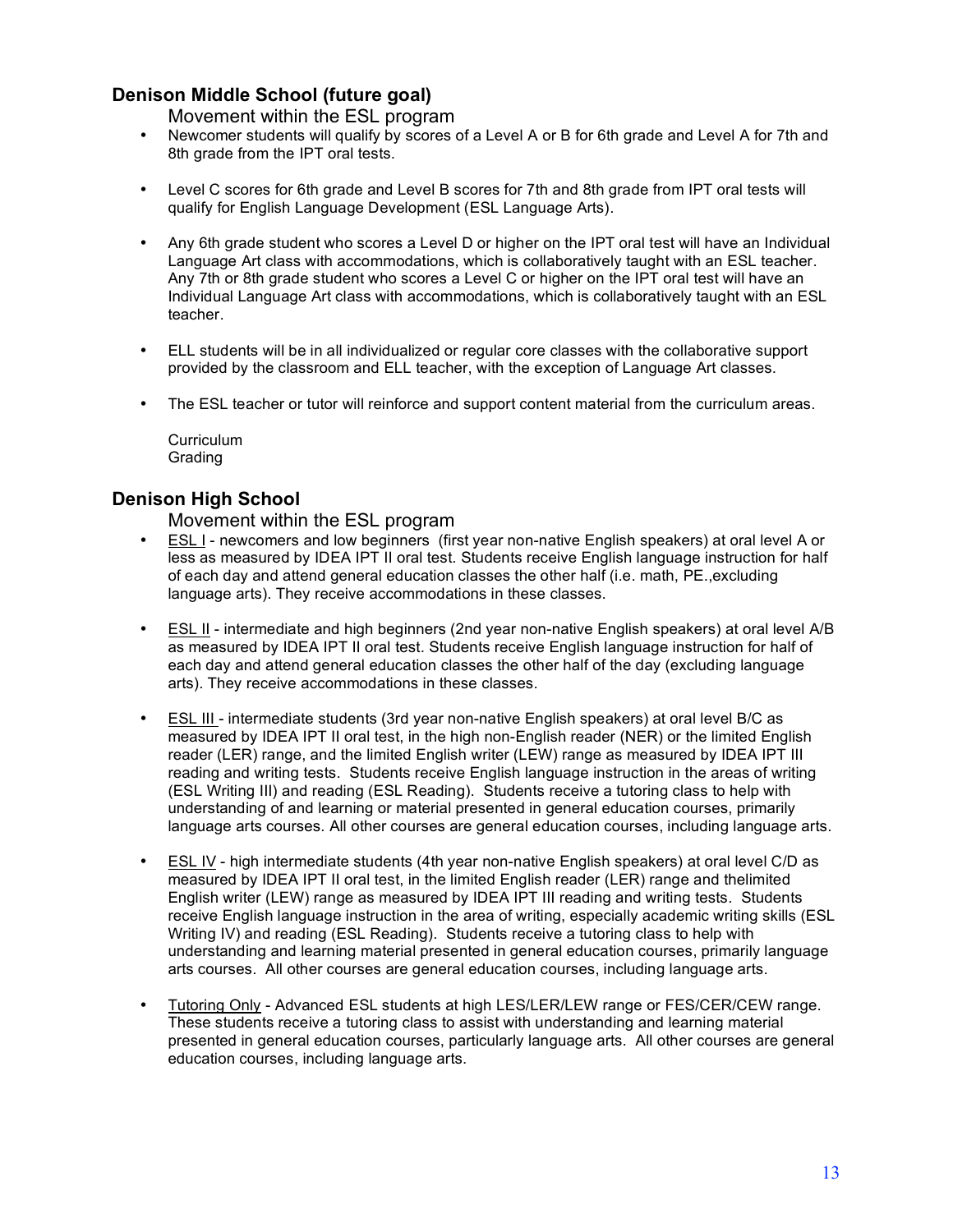## Denison Middle School (future goal)

Movement within the ESL program

- Newcomer students will qualify by scores of a Level A or B for 6th grade and Level A for 7th and 8th grade from the IPT oral tests.

- Level C scores for 6th grade and Level B scores for 7th and 8th grade from IPT oral tests will qualify for English Language Development (ESL Language Arts).

- Any 6th grade student who scores a Level D or higher on the IPT oral test will have an Individual Language Art class with accommodations, which is collaboratively taught with an ESL teacher. Any 7th or 8th grade student who scores a Level C or higher on the IPT oral test will have an Individual Language Art class with accommodations, which is collaboratively taught with an ESL teacher.

- ELL students will be in all individualized or regular core classes with the collaborative support provided by the classroom and ELL teacher, with the exception of Language Art classes.

- The ESL teacher or tutor will reinforce and support content material from the curriculum areas.

Curriculum
Grading

## Denison High School

Movement within the ESL program

- ESL I - newcomers and low beginners (first year non-native English speakers) at oral level A or less as measured by IDEA IPT II oral test. Students receive English language instruction for half of each day and attend general education classes the other half (i.e. math, PE.,excluding language arts). They receive accommodations in these classes.

- ESL II - intermediate and high beginners (2nd year non-native English speakers) at oral level A/B as measured by IDEA IPT II oral test. Students receive English language instruction for half of each day and attend general education classes the other half of the day (excluding language arts). They receive accommodations in these classes.

- ESL III - intermediate students (3rd year non-native English speakers) at oral level B/C as measured by IDEA IPT II oral test, in the high non-English reader (NER) or the limited English reader (LER) range, and the limited English writer (LEW) range as measured by IDEA IPT III reading and writing tests. Students receive English language instruction in the areas of writing (ESL Writing III) and reading (ESL Reading). Students receive a tutoring class to help with understanding of and learning or material presented in general education courses, primarily language arts courses. All other courses are general education courses, including language arts.

- ESL IV - high intermediate students (4th year non-native English speakers) at oral level C/D as measured by IDEA IPT II oral test, in the limited English reader (LER) range and thelimited English writer (LEW) range as measured by IDEA IPT III reading and writing tests. Students receive English language instruction in the area of writing, especially academic writing skills (ESL Writing IV) and reading (ESL Reading). Students receive a tutoring class to help with understanding and learning material presented in general education courses, primarily language arts courses. All other courses are general education courses, including language arts.

- Tutoring Only - Advanced ESL students at high LES/LER/LEW range or FES/CER/CEW range. These students receive a tutoring class to assist with understanding and learning material presented in general education courses, particularly language arts. All other courses are general education courses, including language arts.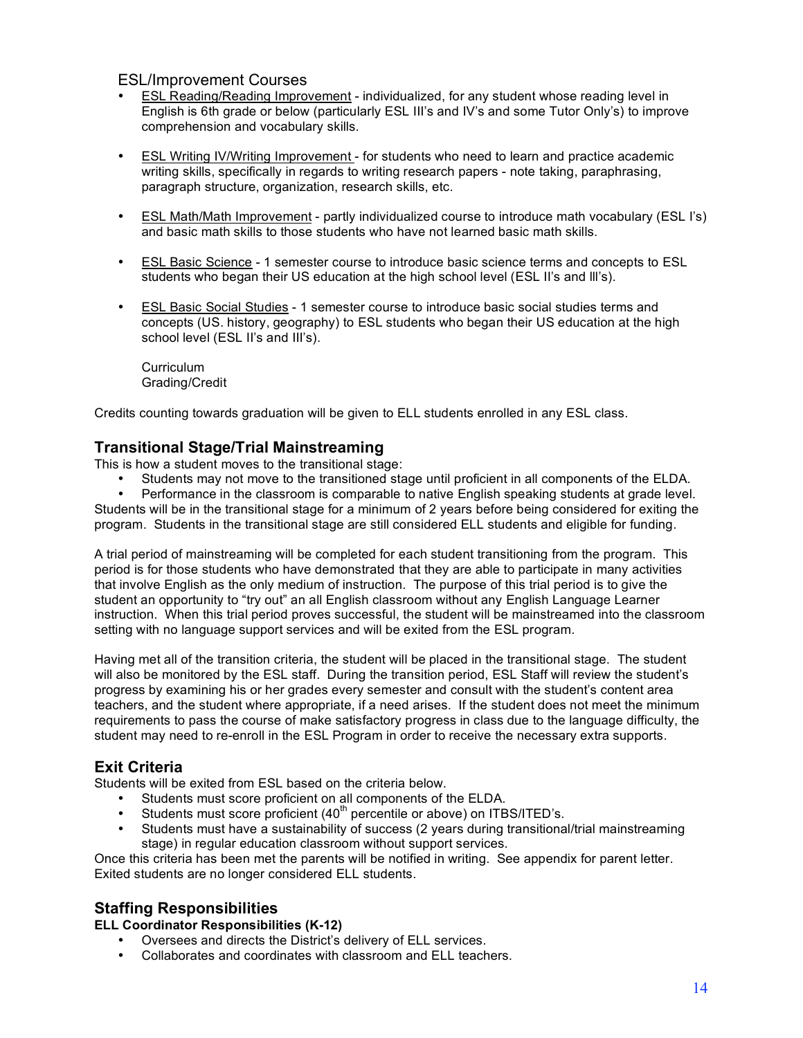## ESL/Improvement Courses

- <u>ESL Reading/Reading Improvement</u> - individualized, for any student whose reading level in English is 6th grade or below (particularly ESL III's and IV's and some Tutor Only's) to improve comprehension and vocabulary skills.

- <u>ESL Writing IV/Writing Improvement</u> - for students who need to learn and practice academic writing skills, specifically in regards to writing research papers - note taking, paraphrasing, paragraph structure, organization, research skills, etc.

- <u>ESL Math/Math Improvement</u> - partly individualized course to introduce math vocabulary (ESL I's) and basic math skills to those students who have not learned basic math skills.

- <u>ESL Basic Science</u> - 1 semester course to introduce basic science terms and concepts to ESL students who began their US education at the high school level (ESL II's and III's).

- <u>ESL Basic Social Studies</u> - 1 semester course to introduce basic social studies terms and concepts (US. history, geography) to ESL students who began their US education at the high school level (ESL II's and III's).

  Curriculum
  Grading/Credit

Credits counting towards graduation will be given to ELL students enrolled in any ESL class.

## Transitional Stage/Trial Mainstreaming

This is how a student moves to the transitional stage:

- Students may not move to the transitioned stage until proficient in all components of the ELDA.
- Performance in the classroom is comparable to native English speaking students at grade level.

Students will be in the transitional stage for a minimum of 2 years before being considered for exiting the program. Students in the transitional stage are still considered ELL students and eligible for funding.

A trial period of mainstreaming will be completed for each student transitioning from the program. This period is for those students who have demonstrated that they are able to participate in many activities that involve English as the only medium of instruction. The purpose of this trial period is to give the student an opportunity to "try out" an all English classroom without any English Language Learner instruction. When this trial period proves successful, the student will be mainstreamed into the classroom setting with no language support services and will be exited from the ESL program.

Having met all of the transition criteria, the student will be placed in the transitional stage. The student will also be monitored by the ESL staff. During the transition period, ESL Staff will review the student's progress by examining his or her grades every semester and consult with the student's content area teachers, and the student where appropriate, if a need arises. If the student does not meet the minimum requirements to pass the course of make satisfactory progress in class due to the language difficulty, the student may need to re-enroll in the ESL Program in order to receive the necessary extra supports.

## Exit Criteria

Students will be exited from ESL based on the criteria below.

- Students must score proficient on all components of the ELDA.
- Students must score proficient (40th percentile or above) on ITBS/ITED's.
- Students must have a sustainability of success (2 years during transitional/trial mainstreaming stage) in regular education classroom without support services.

Once this criteria has been met the parents will be notified in writing. See appendix for parent letter. Exited students are no longer considered ELL students.

## Staffing Responsibilities

**ELL Coordinator Responsibilities (K-12)**

- Oversees and directs the District's delivery of ELL services.
- Collaborates and coordinates with classroom and ELL teachers.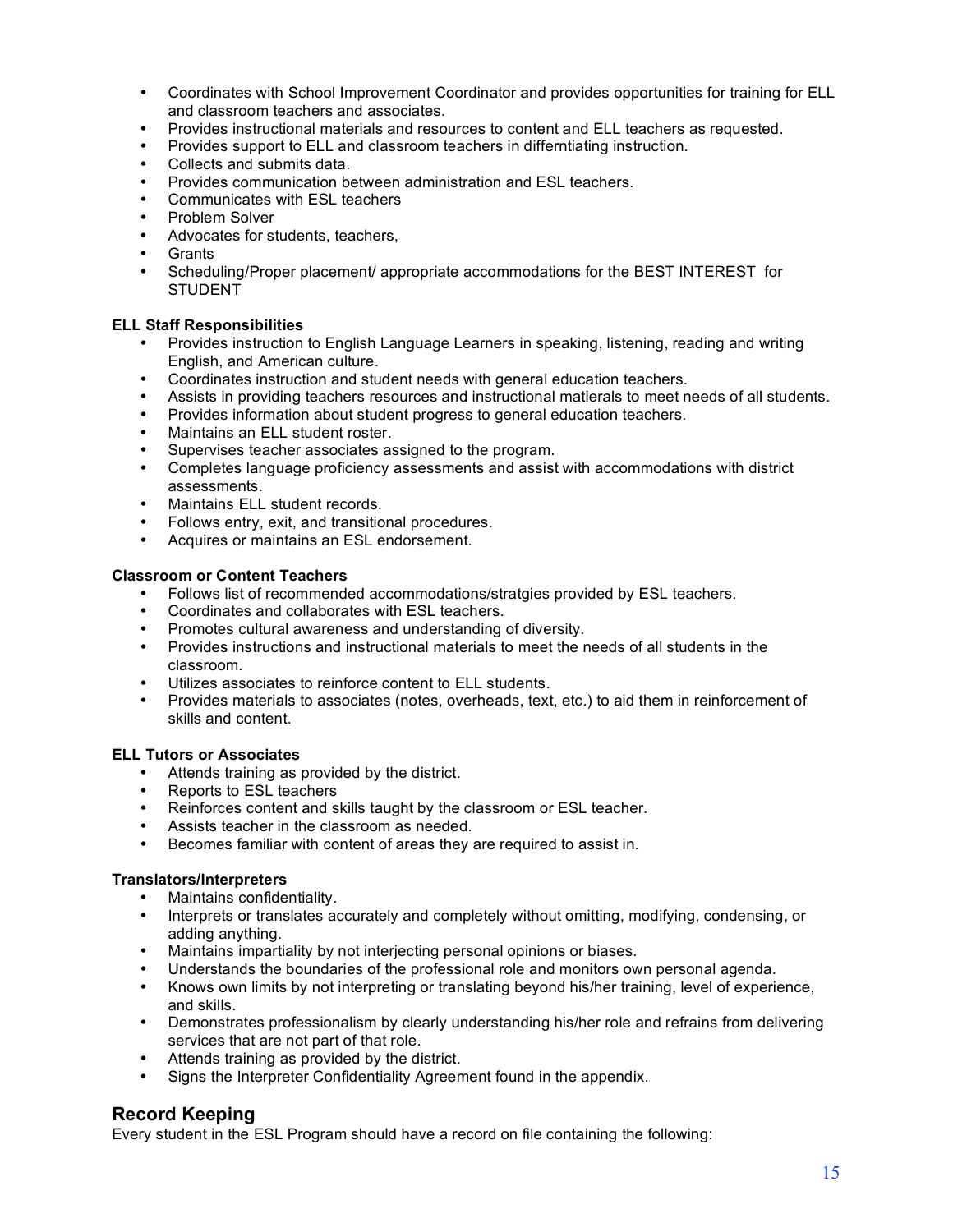- Coordinates with School Improvement Coordinator and provides opportunities for training for ELL and classroom teachers and associates.
- Provides instructional materials and resources to content and ELL teachers as requested.
- Provides support to ELL and classroom teachers in differntiating instruction.
- Collects and submits data.
- Provides communication between administration and ESL teachers.
- Communicates with ESL teachers
- Problem Solver
- Advocates for students, teachers,
- Grants
- Scheduling/Proper placement/ appropriate accommodations for the BEST INTEREST for STUDENT

**ELL Staff Responsibilities**

- Provides instruction to English Language Learners in speaking, listening, reading and writing English, and American culture.
- Coordinates instruction and student needs with general education teachers.
- Assists in providing teachers resources and instructional matierals to meet needs of all students.
- Provides information about student progress to general education teachers.
- Maintains an ELL student roster.
- Supervises teacher associates assigned to the program.
- Completes language proficiency assessments and assist with accommodations with district assessments.
- Maintains ELL student records.
- Follows entry, exit, and transitional procedures.
- Acquires or maintains an ESL endorsement.

**Classroom or Content Teachers**

- Follows list of recommended accommodations/stratgies provided by ESL teachers.
- Coordinates and collaborates with ESL teachers.
- Promotes cultural awareness and understanding of diversity.
- Provides instructions and instructional materials to meet the needs of all students in the classroom.
- Utilizes associates to reinforce content to ELL students.
- Provides materials to associates (notes, overheads, text, etc.) to aid them in reinforcement of skills and content.

**ELL Tutors or Associates**

- Attends training as provided by the district.
- Reports to ESL teachers
- Reinforces content and skills taught by the classroom or ESL teacher.
- Assists teacher in the classroom as needed.
- Becomes familiar with content of areas they are required to assist in.

**Translators/Interpreters**

- Maintains confidentiality.
- Interprets or translates accurately and completely without omitting, modifying, condensing, or adding anything.
- Maintains impartiality by not interjecting personal opinions or biases.
- Understands the boundaries of the professional role and monitors own personal agenda.
- Knows own limits by not interpreting or translating beyond his/her training, level of experience, and skills.
- Demonstrates professionalism by clearly understanding his/her role and refrains from delivering services that are not part of that role.
- Attends training as provided by the district.
- Signs the Interpreter Confidentiality Agreement found in the appendix.

## Record Keeping

Every student in the ESL Program should have a record on file containing the following: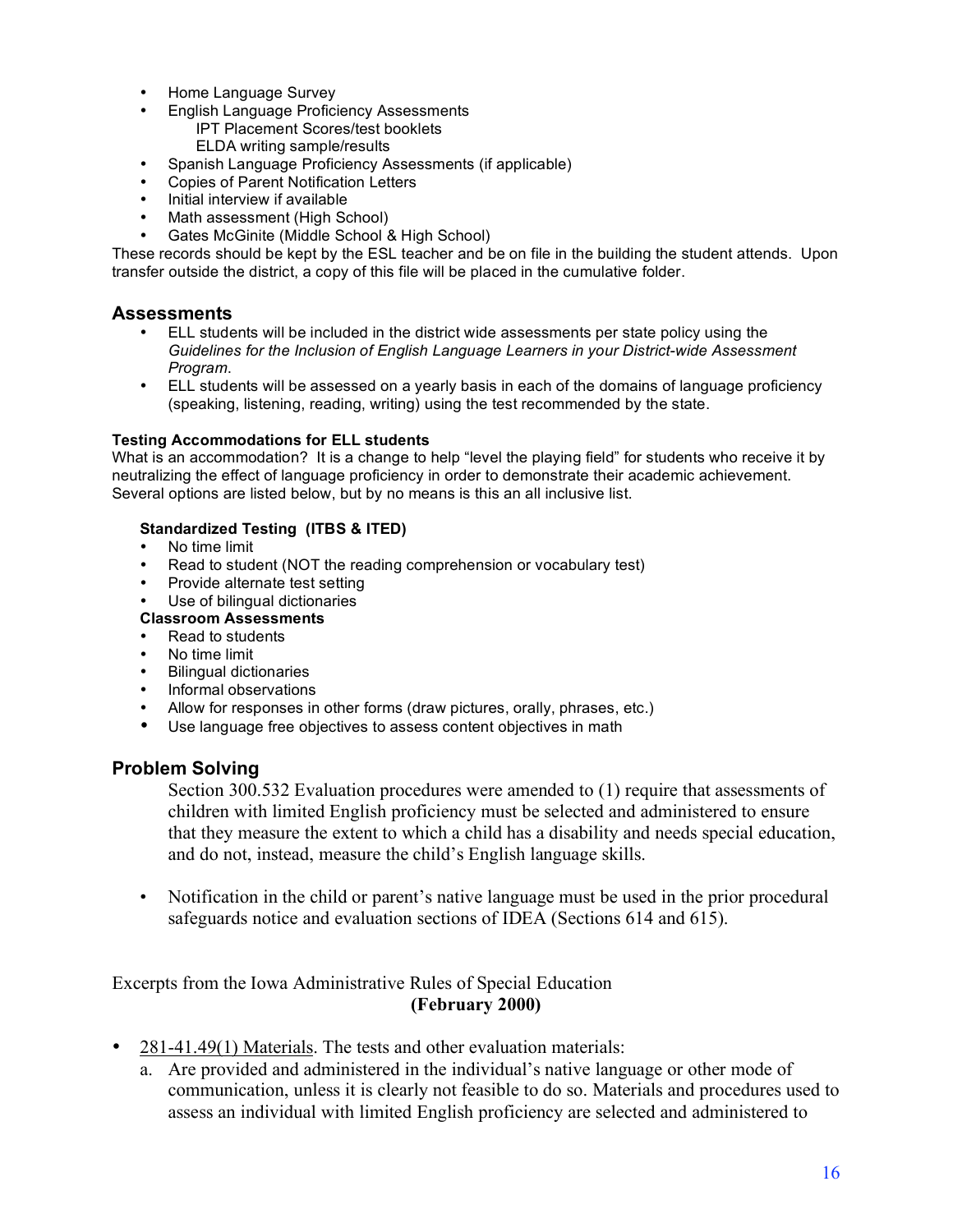- Home Language Survey
- English Language Proficiency Assessments
    - IPT Placement Scores/test booklets
    - ELDA writing sample/results
- Spanish Language Proficiency Assessments (if applicable)
- Copies of Parent Notification Letters
- Initial interview if available
- Math assessment (High School)
- Gates McGinite (Middle School & High School)

These records should be kept by the ESL teacher and be on file in the building the student attends. Upon transfer outside the district, a copy of this file will be placed in the cumulative folder.

## Assessments

- ELL students will be included in the district wide assessments per state policy using the *Guidelines for the Inclusion of English Language Learners in your District-wide Assessment Program*.
- ELL students will be assessed on a yearly basis in each of the domains of language proficiency (speaking, listening, reading, writing) using the test recommended by the state.

**Testing Accommodations for ELL students**

What is an accommodation? It is a change to help "level the playing field" for students who receive it by neutralizing the effect of language proficiency in order to demonstrate their academic achievement. Several options are listed below, but by no means is this an all inclusive list.

**Standardized Testing (ITBS & ITED)**

- No time limit
- Read to student (NOT the reading comprehension or vocabulary test)
- Provide alternate test setting
- Use of bilingual dictionaries

**Classroom Assessments**

- Read to students
- No time limit
- Bilingual dictionaries
- Informal observations
- Allow for responses in other forms (draw pictures, orally, phrases, etc.)
- Use language free objectives to assess content objectives in math

## Problem Solving

Section 300.532 Evaluation procedures were amended to (1) require that assessments of children with limited English proficiency must be selected and administered to ensure that they measure the extent to which a child has a disability and needs special education, and do not, instead, measure the child's English language skills.

- Notification in the child or parent's native language must be used in the prior procedural safeguards notice and evaluation sections of IDEA (Sections 614 and 615).

Excerpts from the Iowa Administrative Rules of Special Education
**(February 2000)**

- 281-41.49(1) Materials. The tests and other evaluation materials:
    a. Are provided and administered in the individual's native language or other mode of communication, unless it is clearly not feasible to do so. Materials and procedures used to assess an individual with limited English proficiency are selected and administered to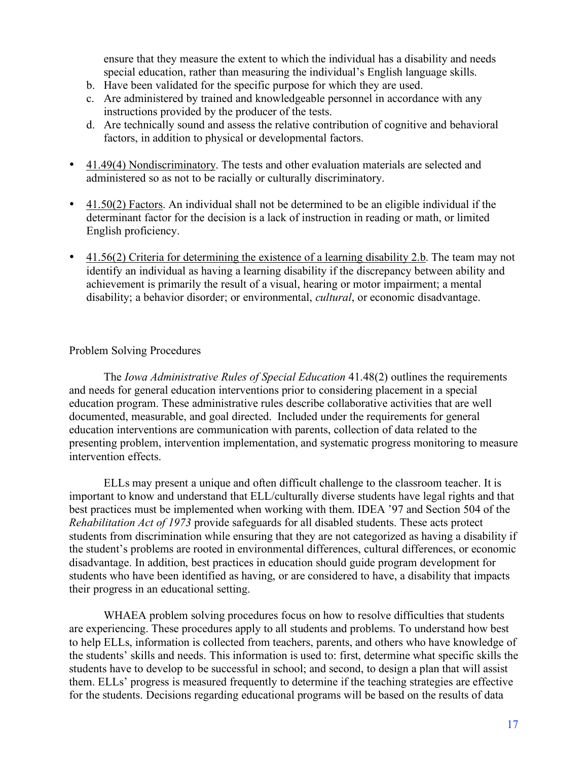ensure that they measure the extent to which the individual has a disability and needs special education, rather than measuring the individual's English language skills.

b. Have been validated for the specific purpose for which they are used.
c. Are administered by trained and knowledgeable personnel in accordance with any instructions provided by the producer of the tests.
d. Are technically sound and assess the relative contribution of cognitive and behavioral factors, in addition to physical or developmental factors.

- 41.49(4) Nondiscriminatory. The tests and other evaluation materials are selected and administered so as not to be racially or culturally discriminatory.

- 41.50(2) Factors. An individual shall not be determined to be an eligible individual if the determinant factor for the decision is a lack of instruction in reading or math, or limited English proficiency.

- 41.56(2) Criteria for determining the existence of a learning disability 2.b. The team may not identify an individual as having a learning disability if the discrepancy between ability and achievement is primarily the result of a visual, hearing or motor impairment; a mental disability; a behavior disorder; or environmental, *cultural*, or economic disadvantage.

Problem Solving Procedures

The *Iowa Administrative Rules of Special Education* 41.48(2) outlines the requirements and needs for general education interventions prior to considering placement in a special education program. These administrative rules describe collaborative activities that are well documented, measurable, and goal directed. Included under the requirements for general education interventions are communication with parents, collection of data related to the presenting problem, intervention implementation, and systematic progress monitoring to measure intervention effects.

ELLs may present a unique and often difficult challenge to the classroom teacher. It is important to know and understand that ELL/culturally diverse students have legal rights and that best practices must be implemented when working with them. IDEA '97 and Section 504 of the *Rehabilitation Act of 1973* provide safeguards for all disabled students. These acts protect students from discrimination while ensuring that they are not categorized as having a disability if the student's problems are rooted in environmental differences, cultural differences, or economic disadvantage. In addition, best practices in education should guide program development for students who have been identified as having, or are considered to have, a disability that impacts their progress in an educational setting.

WHAEA problem solving procedures focus on how to resolve difficulties that students are experiencing. These procedures apply to all students and problems. To understand how best to help ELLs, information is collected from teachers, parents, and others who have knowledge of the students' skills and needs. This information is used to: first, determine what specific skills the students have to develop to be successful in school; and second, to design a plan that will assist them. ELLs' progress is measured frequently to determine if the teaching strategies are effective for the students. Decisions regarding educational programs will be based on the results of data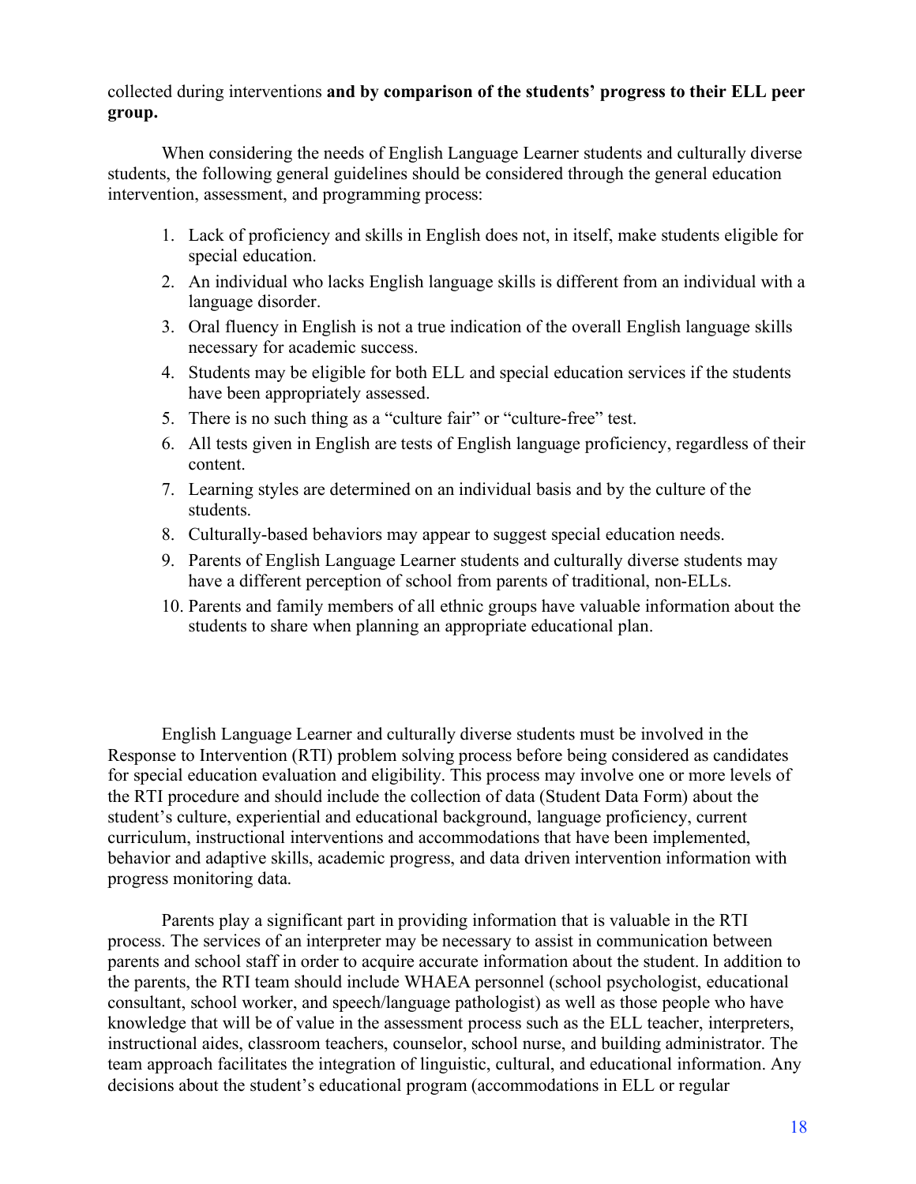collected during interventions **and by comparison of the students' progress to their ELL peer group.**

When considering the needs of English Language Learner students and culturally diverse students, the following general guidelines should be considered through the general education intervention, assessment, and programming process:

1. Lack of proficiency and skills in English does not, in itself, make students eligible for special education.
2. An individual who lacks English language skills is different from an individual with a language disorder.
3. Oral fluency in English is not a true indication of the overall English language skills necessary for academic success.
4. Students may be eligible for both ELL and special education services if the students have been appropriately assessed.
5. There is no such thing as a "culture fair" or "culture-free" test.
6. All tests given in English are tests of English language proficiency, regardless of their content.
7. Learning styles are determined on an individual basis and by the culture of the students.
8. Culturally-based behaviors may appear to suggest special education needs.
9. Parents of English Language Learner students and culturally diverse students may have a different perception of school from parents of traditional, non-ELLs.
10. Parents and family members of all ethnic groups have valuable information about the students to share when planning an appropriate educational plan.

English Language Learner and culturally diverse students must be involved in the Response to Intervention (RTI) problem solving process before being considered as candidates for special education evaluation and eligibility. This process may involve one or more levels of the RTI procedure and should include the collection of data (Student Data Form) about the student's culture, experiential and educational background, language proficiency, current curriculum, instructional interventions and accommodations that have been implemented, behavior and adaptive skills, academic progress, and data driven intervention information with progress monitoring data.

Parents play a significant part in providing information that is valuable in the RTI process. The services of an interpreter may be necessary to assist in communication between parents and school staff in order to acquire accurate information about the student. In addition to the parents, the RTI team should include WHAEA personnel (school psychologist, educational consultant, school worker, and speech/language pathologist) as well as those people who have knowledge that will be of value in the assessment process such as the ELL teacher, interpreters, instructional aides, classroom teachers, counselor, school nurse, and building administrator. The team approach facilitates the integration of linguistic, cultural, and educational information. Any decisions about the student's educational program (accommodations in ELL or regular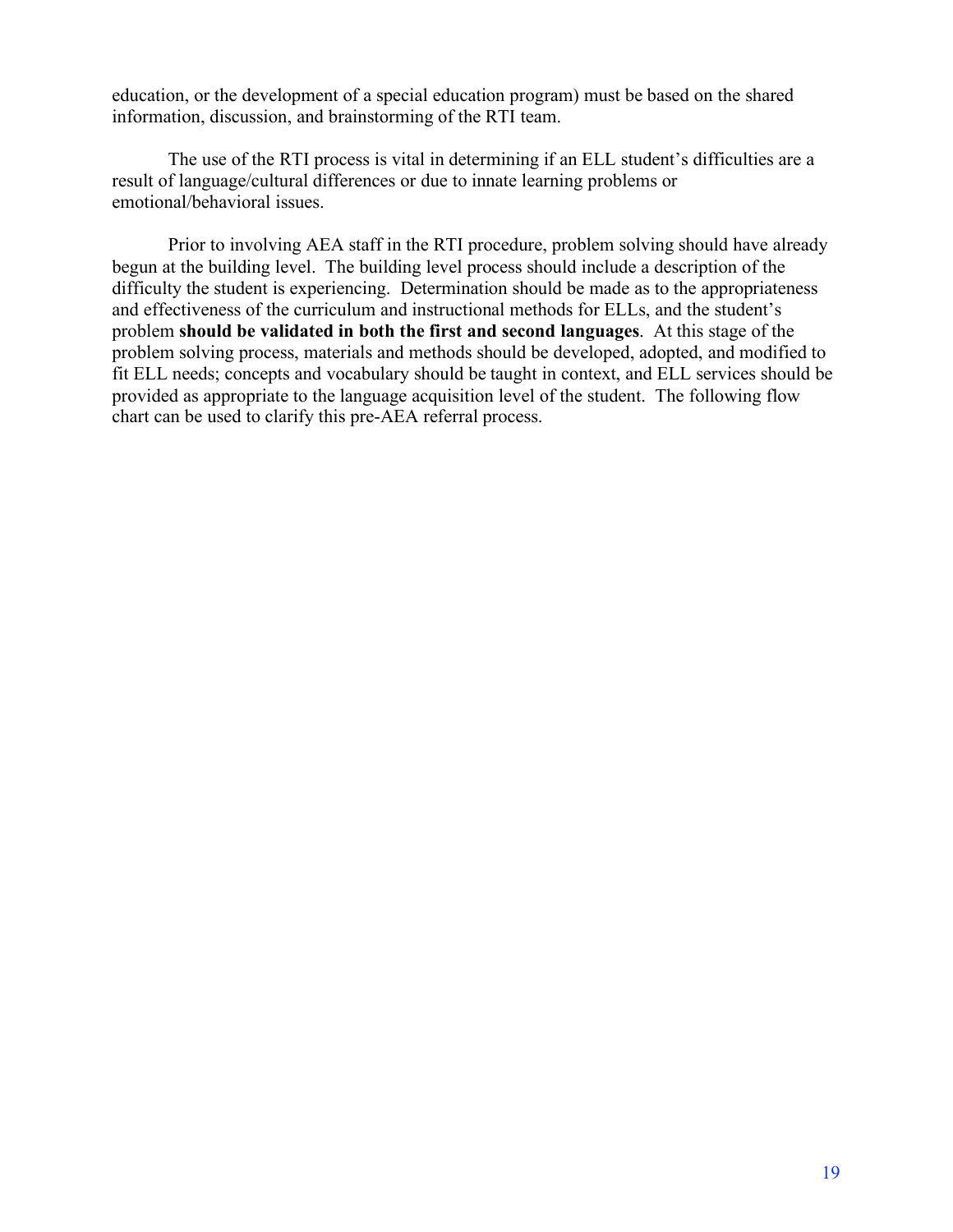education, or the development of a special education program) must be based on the shared information, discussion, and brainstorming of the RTI team.

The use of the RTI process is vital in determining if an ELL student's difficulties are a result of language/cultural differences or due to innate learning problems or emotional/behavioral issues.

Prior to involving AEA staff in the RTI procedure, problem solving should have already begun at the building level. The building level process should include a description of the difficulty the student is experiencing. Determination should be made as to the appropriateness and effectiveness of the curriculum and instructional methods for ELLs, and the student's problem **should be validated in both the first and second languages**. At this stage of the problem solving process, materials and methods should be developed, adopted, and modified to fit ELL needs; concepts and vocabulary should be taught in context, and ELL services should be provided as appropriate to the language acquisition level of the student. The following flow chart can be used to clarify this pre-AEA referral process.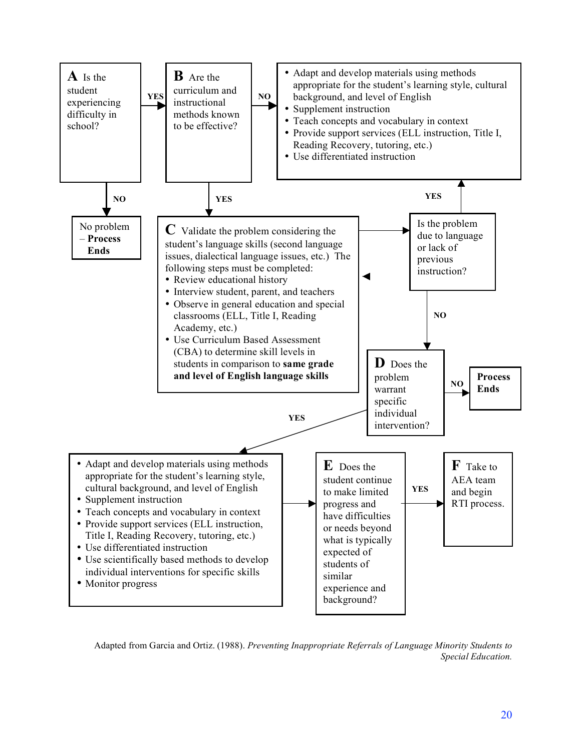**A** Is the student experiencing difficulty in school?

- YES → **B**
- NO → No problem – **Process Ends**

**B** Are the curriculum and instructional methods known to be effective?

- NO →
  - Adapt and develop materials using methods appropriate for the student's learning style, cultural background, and level of English
  - Supplement instruction
  - Teach concepts and vocabulary in context
  - Provide support services (ELL instruction, Title I, Reading Recovery, tutoring, etc.)
  - Use differentiated instruction
- YES → **C**

**C** Validate the problem considering the student's language skills (second language issues, dialectical language issues, etc.) The following steps must be completed:

- Review educational history
- Interview student, parent, and teachers
- Observe in general education and special classrooms (ELL, Title I, Reading Academy, etc.)
- Use Curriculum Based Assessment (CBA) to determine skill levels in students in comparison to **same grade and level of English language skills**

Is the problem due to language or lack of previous instruction?

- YES → Adapt and develop materials using methods appropriate for the student's learning style, cultural background, and level of English; Supplement instruction; Teach concepts and vocabulary in context; Provide support services (ELL instruction, Title I, Reading Recovery, tutoring, etc.); Use differentiated instruction
- NO → **D**

**D** Does the problem warrant specific individual intervention?

- NO → **Process Ends**
- YES →
  - Adapt and develop materials using methods appropriate for the student's learning style, cultural background, and level of English
  - Supplement instruction
  - Teach concepts and vocabulary in context
  - Provide support services (ELL instruction, Title I, Reading Recovery, tutoring, etc.)
  - Use differentiated instruction
  - Use scientifically based methods to develop individual interventions for specific skills
  - Monitor progress

→ **E** Does the student continue to make limited progress and have difficulties or needs beyond what is typically expected of students of similar experience and background?

- YES → **F** Take to AEA team and begin RTI process.

Adapted from Garcia and Ortiz. (1988). *Preventing Inappropriate Referrals of Language Minority Students to Special Education.*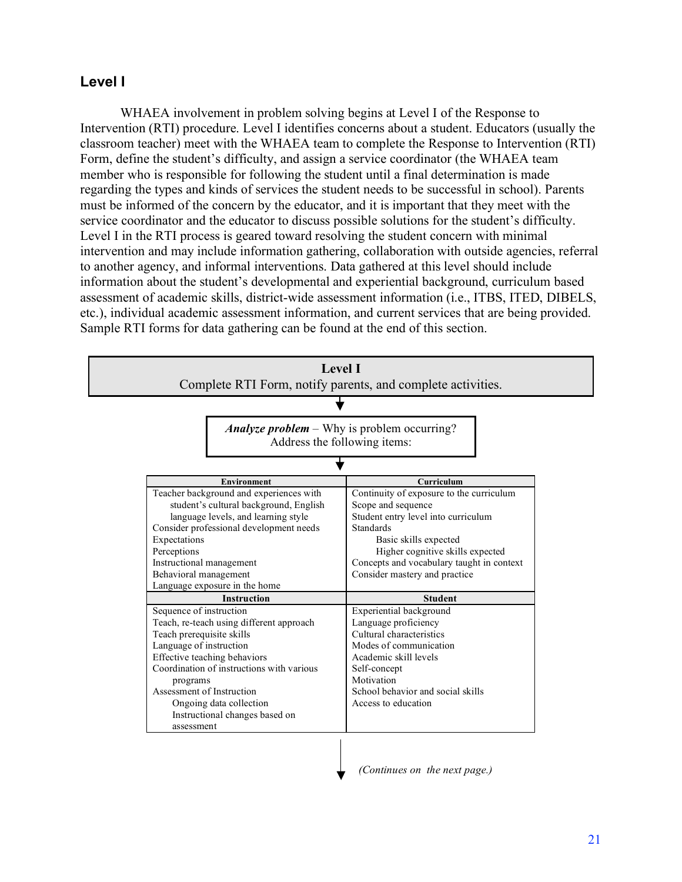## Level I

WHAEA involvement in problem solving begins at Level I of the Response to Intervention (RTI) procedure. Level I identifies concerns about a student. Educators (usually the classroom teacher) meet with the WHAEA team to complete the Response to Intervention (RTI) Form, define the student's difficulty, and assign a service coordinator (the WHAEA team member who is responsible for following the student until a final determination is made regarding the types and kinds of services the student needs to be successful in school). Parents must be informed of the concern by the educator, and it is important that they meet with the service coordinator and the educator to discuss possible solutions for the student's difficulty. Level I in the RTI process is geared toward resolving the student concern with minimal intervention and may include information gathering, collaboration with outside agencies, referral to another agency, and informal interventions. Data gathered at this level should include information about the student's developmental and experiential background, curriculum based assessment of academic skills, district-wide assessment information (i.e., ITBS, ITED, DIBELS, etc.), individual academic assessment information, and current services that are being provided. Sample RTI forms for data gathering can be found at the end of this section.

**Level I**
Complete RTI Form, notify parents, and complete activities.

↓

***Analyze problem*** – Why is problem occurring?
Address the following items:

↓

| Environment | Curriculum |
|---|---|
| Teacher background and experiences with student's cultural background, English language levels, and learning style<br>Consider professional development needs<br>Expectations<br>Perceptions<br>Instructional management<br>Behavioral management<br>Language exposure in the home | Continuity of exposure to the curriculum<br>Scope and sequence<br>Student entry level into curriculum<br>Standards<br>Basic skills expected<br>Higher cognitive skills expected<br>Concepts and vocabulary taught in context<br>Consider mastery and practice |
| **Instruction** | **Student** |
| Sequence of instruction<br>Teach, re-teach using different approach<br>Teach prerequisite skills<br>Language of instruction<br>Effective teaching behaviors<br>Coordination of instructions with various programs<br>Assessment of Instruction<br>Ongoing data collection<br>Instructional changes based on assessment | Experiential background<br>Language proficiency<br>Cultural characteristics<br>Modes of communication<br>Academic skill levels<br>Self-concept<br>Motivation<br>School behavior and social skills<br>Access to education |

↓

*(Continues on the next page.)*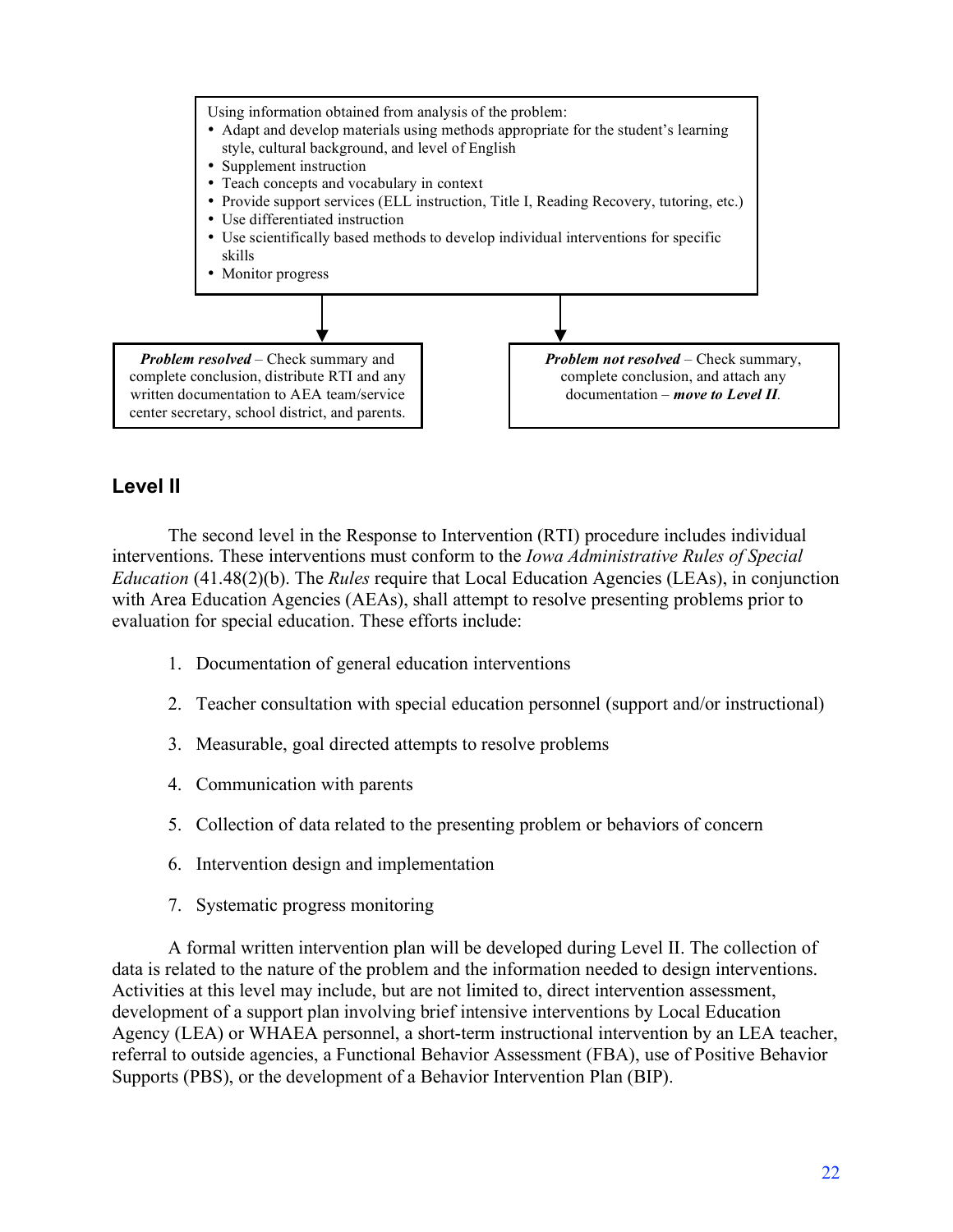Using information obtained from analysis of the problem:

- Adapt and develop materials using methods appropriate for the student's learning style, cultural background, and level of English
- Supplement instruction
- Teach concepts and vocabulary in context
- Provide support services (ELL instruction, Title I, Reading Recovery, tutoring, etc.)
- Use differentiated instruction
- Use scientifically based methods to develop individual interventions for specific skills
- Monitor progress

***Problem resolved*** – Check summary and complete conclusion, distribute RTI and any written documentation to AEA team/service center secretary, school district, and parents.

***Problem not resolved*** – Check summary, complete conclusion, and attach any documentation – ***move to Level II***.

## Level II

The second level in the Response to Intervention (RTI) procedure includes individual interventions. These interventions must conform to the *Iowa Administrative Rules of Special Education* (41.48(2)(b). The *Rules* require that Local Education Agencies (LEAs), in conjunction with Area Education Agencies (AEAs), shall attempt to resolve presenting problems prior to evaluation for special education. These efforts include:

1. Documentation of general education interventions
2. Teacher consultation with special education personnel (support and/or instructional)
3. Measurable, goal directed attempts to resolve problems
4. Communication with parents
5. Collection of data related to the presenting problem or behaviors of concern
6. Intervention design and implementation
7. Systematic progress monitoring

A formal written intervention plan will be developed during Level II. The collection of data is related to the nature of the problem and the information needed to design interventions. Activities at this level may include, but are not limited to, direct intervention assessment, development of a support plan involving brief intensive interventions by Local Education Agency (LEA) or WHAEA personnel, a short-term instructional intervention by an LEA teacher, referral to outside agencies, a Functional Behavior Assessment (FBA), use of Positive Behavior Supports (PBS), or the development of a Behavior Intervention Plan (BIP).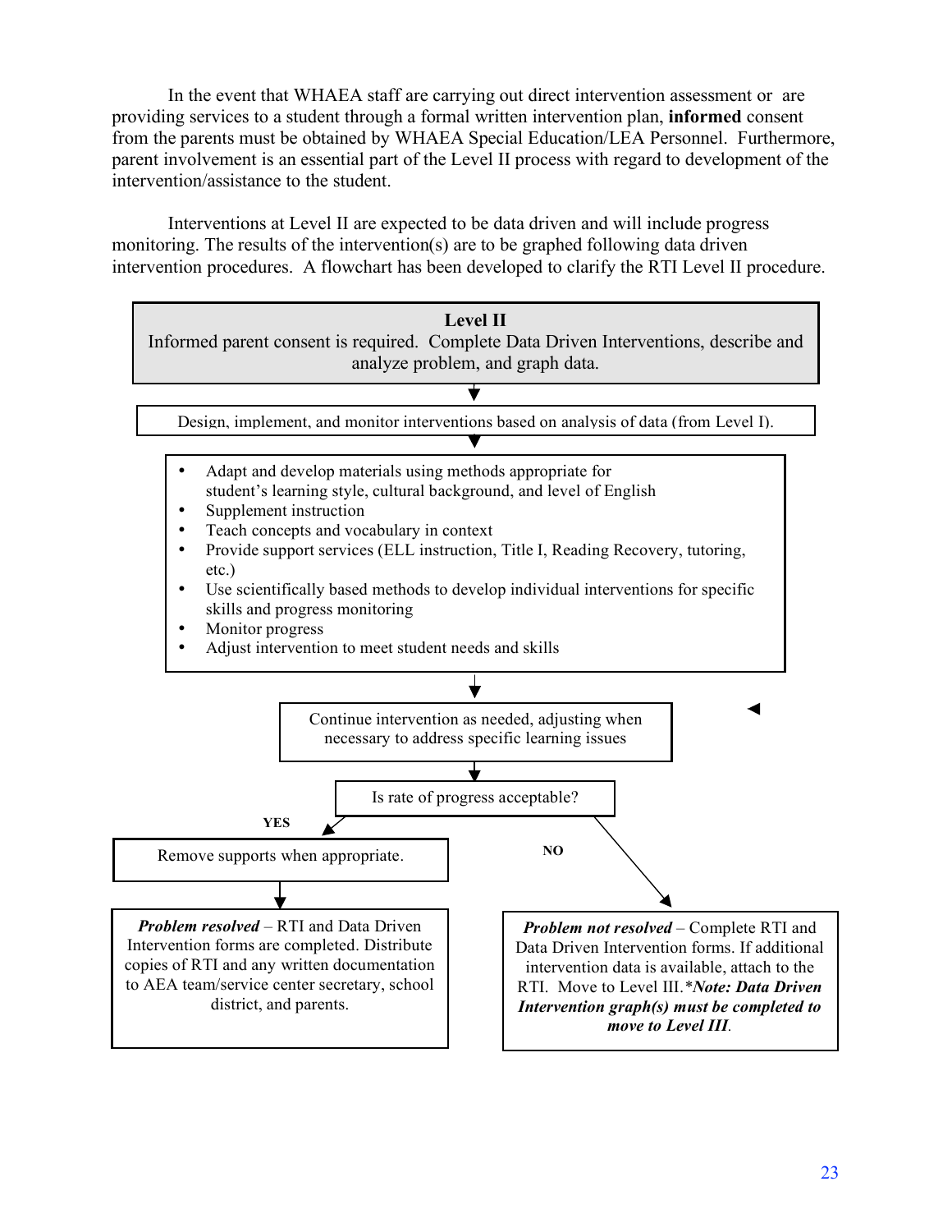In the event that WHAEA staff are carrying out direct intervention assessment or are providing services to a student through a formal written intervention plan, **informed** consent from the parents must be obtained by WHAEA Special Education/LEA Personnel. Furthermore, parent involvement is an essential part of the Level II process with regard to development of the intervention/assistance to the student.

Interventions at Level II are expected to be data driven and will include progress monitoring. The results of the intervention(s) are to be graphed following data driven intervention procedures. A flowchart has been developed to clarify the RTI Level II procedure.

**Level II**
Informed parent consent is required. Complete Data Driven Interventions, describe and analyze problem, and graph data.

↓

Design, implement, and monitor interventions based on analysis of data (from Level I).

↓

- Adapt and develop materials using methods appropriate for student's learning style, cultural background, and level of English
- Supplement instruction
- Teach concepts and vocabulary in context
- Provide support services (ELL instruction, Title I, Reading Recovery, tutoring, etc.)
- Use scientifically based methods to develop individual interventions for specific skills and progress monitoring
- Monitor progress
- Adjust intervention to meet student needs and skills

↓

Continue intervention as needed, adjusting when necessary to address specific learning issues

↓

Is rate of progress acceptable?

**YES** → Remove supports when appropriate.

↓

***Problem resolved*** – RTI and Data Driven Intervention forms are completed. Distribute copies of RTI and any written documentation to AEA team/service center secretary, school district, and parents.

**NO** → ***Problem not resolved*** – Complete RTI and Data Driven Intervention forms. If additional intervention data is available, attach to the RTI. Move to Level III.****Note: Data Driven Intervention graph(s) must be completed to move to Level III*.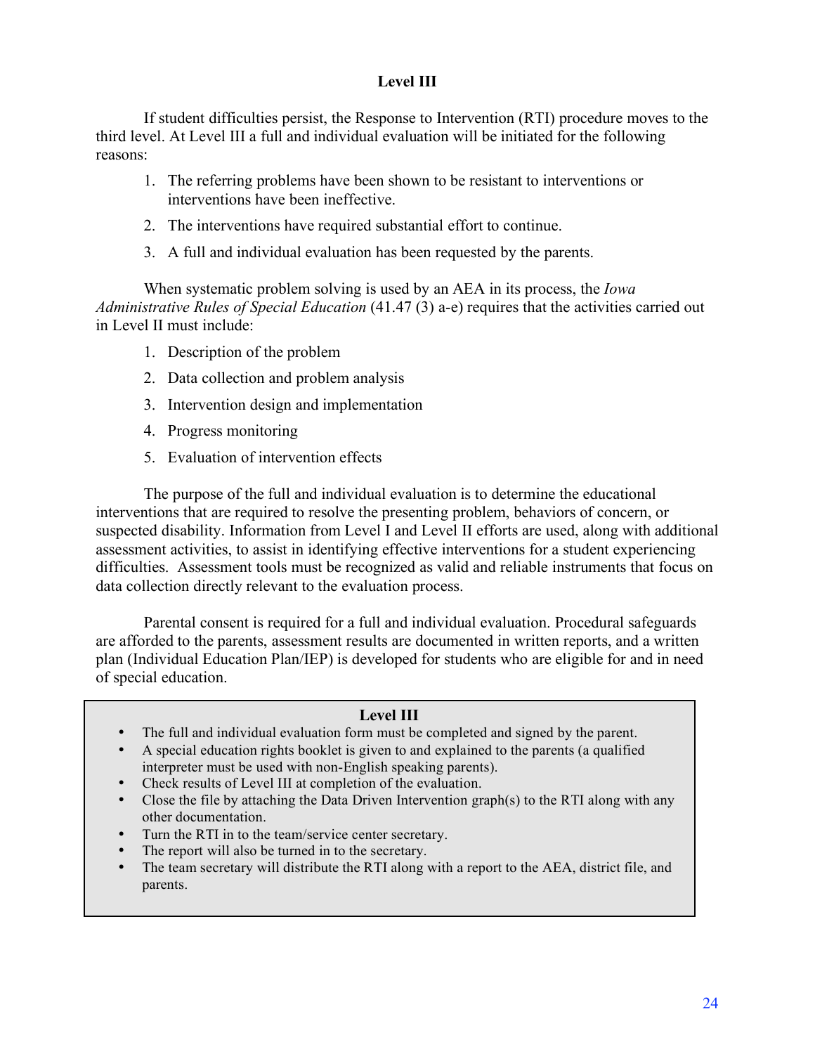## Level III

If student difficulties persist, the Response to Intervention (RTI) procedure moves to the third level. At Level III a full and individual evaluation will be initiated for the following reasons:

1. The referring problems have been shown to be resistant to interventions or interventions have been ineffective.
2. The interventions have required substantial effort to continue.
3. A full and individual evaluation has been requested by the parents.

When systematic problem solving is used by an AEA in its process, the *Iowa Administrative Rules of Special Education* (41.47 (3) a-e) requires that the activities carried out in Level II must include:

1. Description of the problem
2. Data collection and problem analysis
3. Intervention design and implementation
4. Progress monitoring
5. Evaluation of intervention effects

The purpose of the full and individual evaluation is to determine the educational interventions that are required to resolve the presenting problem, behaviors of concern, or suspected disability. Information from Level I and Level II efforts are used, along with additional assessment activities, to assist in identifying effective interventions for a student experiencing difficulties. Assessment tools must be recognized as valid and reliable instruments that focus on data collection directly relevant to the evaluation process.

Parental consent is required for a full and individual evaluation. Procedural safeguards are afforded to the parents, assessment results are documented in written reports, and a written plan (Individual Education Plan/IEP) is developed for students who are eligible for and in need of special education.

**Level III**

- The full and individual evaluation form must be completed and signed by the parent.
- A special education rights booklet is given to and explained to the parents (a qualified interpreter must be used with non-English speaking parents).
- Check results of Level III at completion of the evaluation.
- Close the file by attaching the Data Driven Intervention graph(s) to the RTI along with any other documentation.
- Turn the RTI in to the team/service center secretary.
- The report will also be turned in to the secretary.
- The team secretary will distribute the RTI along with a report to the AEA, district file, and parents.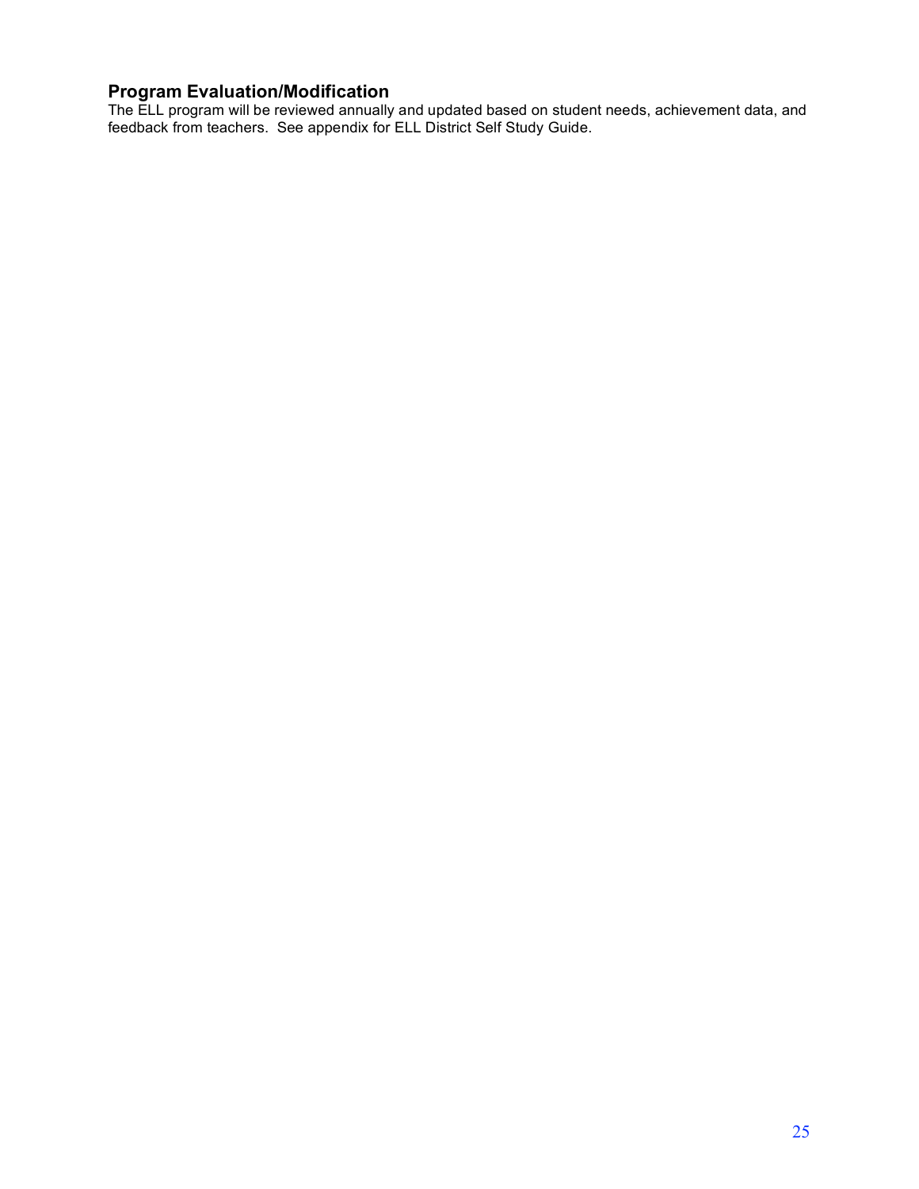## Program Evaluation/Modification

The ELL program will be reviewed annually and updated based on student needs, achievement data, and feedback from teachers. See appendix for ELL District Self Study Guide.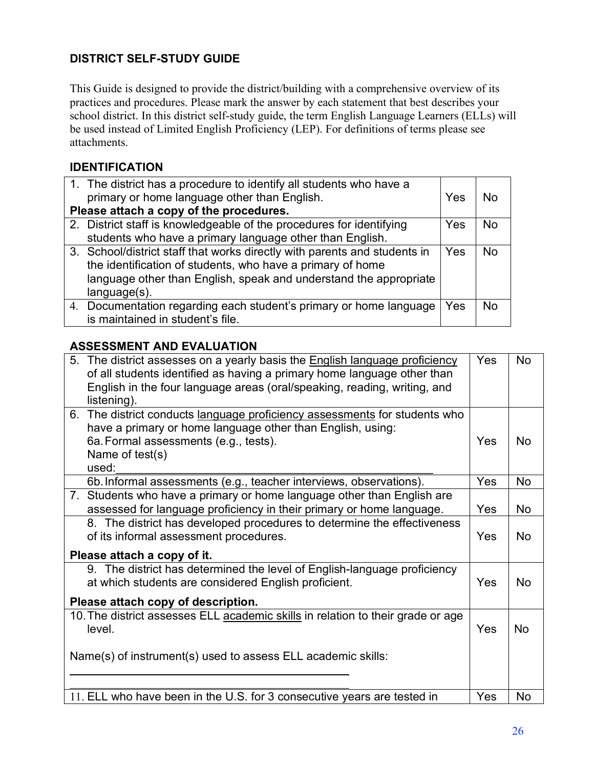## DISTRICT SELF-STUDY GUIDE

This Guide is designed to provide the district/building with a comprehensive overview of its practices and procedures. Please mark the answer by each statement that best describes your school district. In this district self-study guide, the term English Language Learners (ELLs) will be used instead of Limited English Proficiency (LEP). For definitions of terms please see attachments.

### IDENTIFICATION

| | | |
|---|---|---|
| 1. The district has a procedure to identify all students who have a primary or home language other than English. **Please attach a copy of the procedures.** | Yes | No |
| 2. District staff is knowledgeable of the procedures for identifying students who have a primary language other than English. | Yes | No |
| 3. School/district staff that works directly with parents and students in the identification of students, who have a primary of home language other than English, speak and understand the appropriate language(s). | Yes | No |
| 4. Documentation regarding each student's primary or home language is maintained in student's file. | Yes | No |

### ASSESSMENT AND EVALUATION

| | | |
|---|---|---|
| 5. The district assesses on a yearly basis the English language proficiency of all students identified as having a primary home language other than English in the four language areas (oral/speaking, reading, writing, and listening). | Yes | No |
| 6. The district conducts language proficiency assessments for students who have a primary or home language other than English, using: 6a. Formal assessments (e.g., tests). Name of test(s) used:\_\_\_\_\_\_\_\_\_\_\_\_\_\_\_\_\_\_\_\_\_\_\_\_\_\_\_\_\_\_\_\_\_\_\_\_\_\_\_\_\_\_\_\_ | Yes | No |
| 6b. Informal assessments (e.g., teacher interviews, observations). | Yes | No |
| 7. Students who have a primary or home language other than English are assessed for language proficiency in their primary or home language. | Yes | No |
| 8. The district has developed procedures to determine the effectiveness of its informal assessment procedures. **Please attach a copy of it.** | Yes | No |
| 9. The district has determined the level of English-language proficiency at which students are considered English proficient. **Please attach copy of description.** | Yes | No |
| 10. The district assesses ELL academic skills in relation to their grade or age level. Name(s) of instrument(s) used to assess ELL academic skills: \_\_\_\_\_\_\_\_\_\_\_\_\_\_\_\_\_\_\_\_\_\_\_\_\_\_\_\_\_\_\_\_\_\_\_\_\_\_\_\_ \_\_\_\_\_\_\_\_\_\_\_\_\_\_\_\_\_\_\_\_\_\_\_\_\_\_\_\_\_\_\_\_\_\_\_\_\_\_\_\_ | Yes | No |
| 11. ELL who have been in the U.S. for 3 consecutive years are tested in | Yes | No |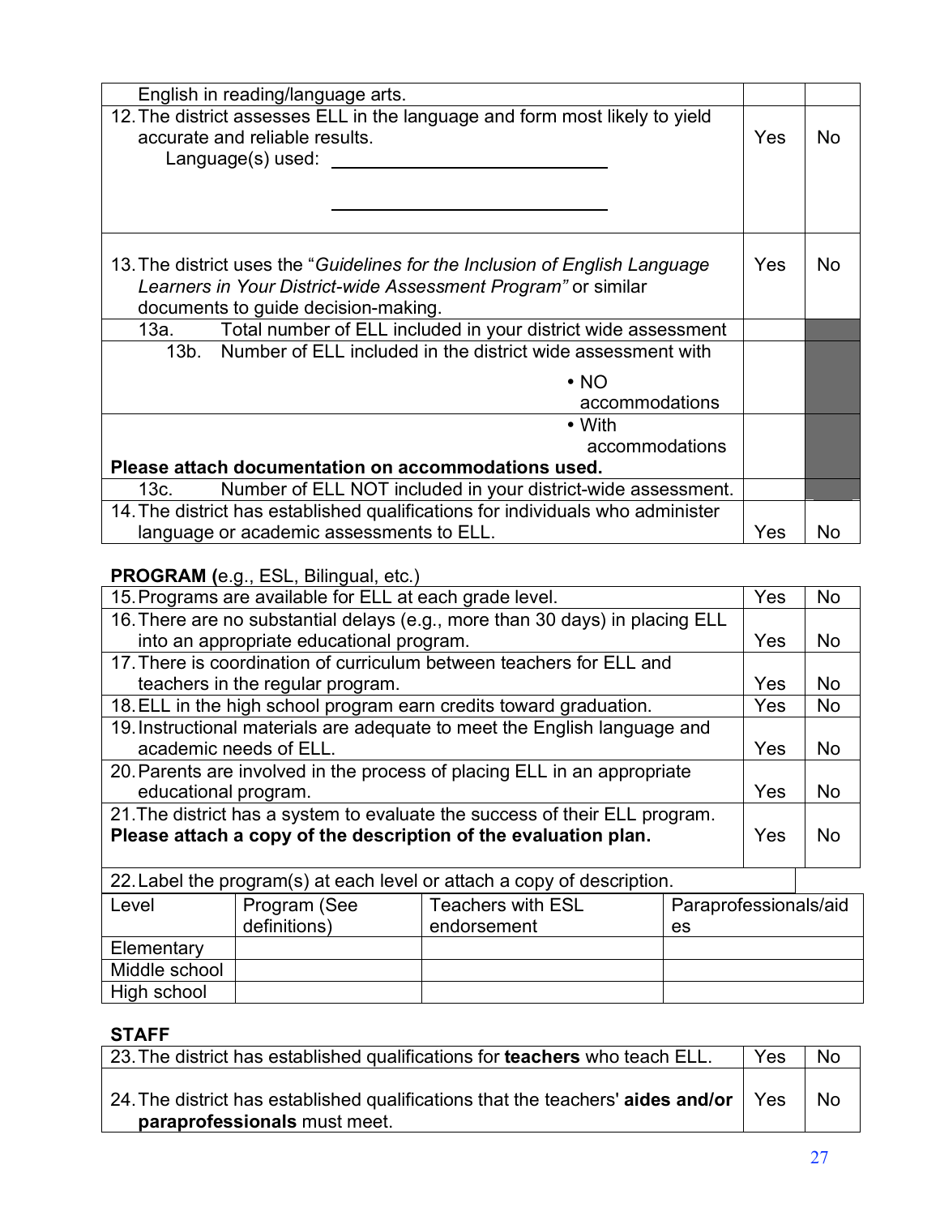| | | |
|---|---|---|
| English in reading/language arts. | | |
| 12. The district assesses ELL in the language and form most likely to yield accurate and reliable results.<br>Language(s) used: ______________________<br>______________________ | Yes | No |
| 13. The district uses the "*Guidelines for the Inclusion of English Language Learners in Your District-wide Assessment Program"* or similar documents to guide decision-making. | Yes | No |
| 13a. Total number of ELL included in your district wide assessment | | |
| 13b. Number of ELL included in the district wide assessment with<br>• NO accommodations | | |
| • With accommodations<br>**Please attach documentation on accommodations used.** | | |
| 13c. Number of ELL NOT included in your district-wide assessment. | | |
| 14. The district has established qualifications for individuals who administer language or academic assessments to ELL. | Yes | No |

**PROGRAM (**e.g., ESL, Bilingual, etc.)

| | | |
|---|---|---|
| 15. Programs are available for ELL at each grade level. | Yes | No |
| 16. There are no substantial delays (e.g., more than 30 days) in placing ELL into an appropriate educational program. | Yes | No |
| 17. There is coordination of curriculum between teachers for ELL and teachers in the regular program. | Yes | No |
| 18. ELL in the high school program earn credits toward graduation. | Yes | No |
| 19. Instructional materials are adequate to meet the English language and academic needs of ELL. | Yes | No |
| 20. Parents are involved in the process of placing ELL in an appropriate educational program. | Yes | No |
| 21. The district has a system to evaluate the success of their ELL program. **Please attach a copy of the description of the evaluation plan.** | Yes | No |

22. Label the program(s) at each level or attach a copy of description.

| Level | Program (See definitions) | Teachers with ESL endorsement | Paraprofessionals/aides |
|---|---|---|---|
| Elementary | | | |
| Middle school | | | |
| High school | | | |

**STAFF**

| | | |
|---|---|---|
| 23. The district has established qualifications for **teachers** who teach ELL. | Yes | No |
| 24. The district has established qualifications that the teachers' **aides and/or paraprofessionals** must meet. | Yes | No |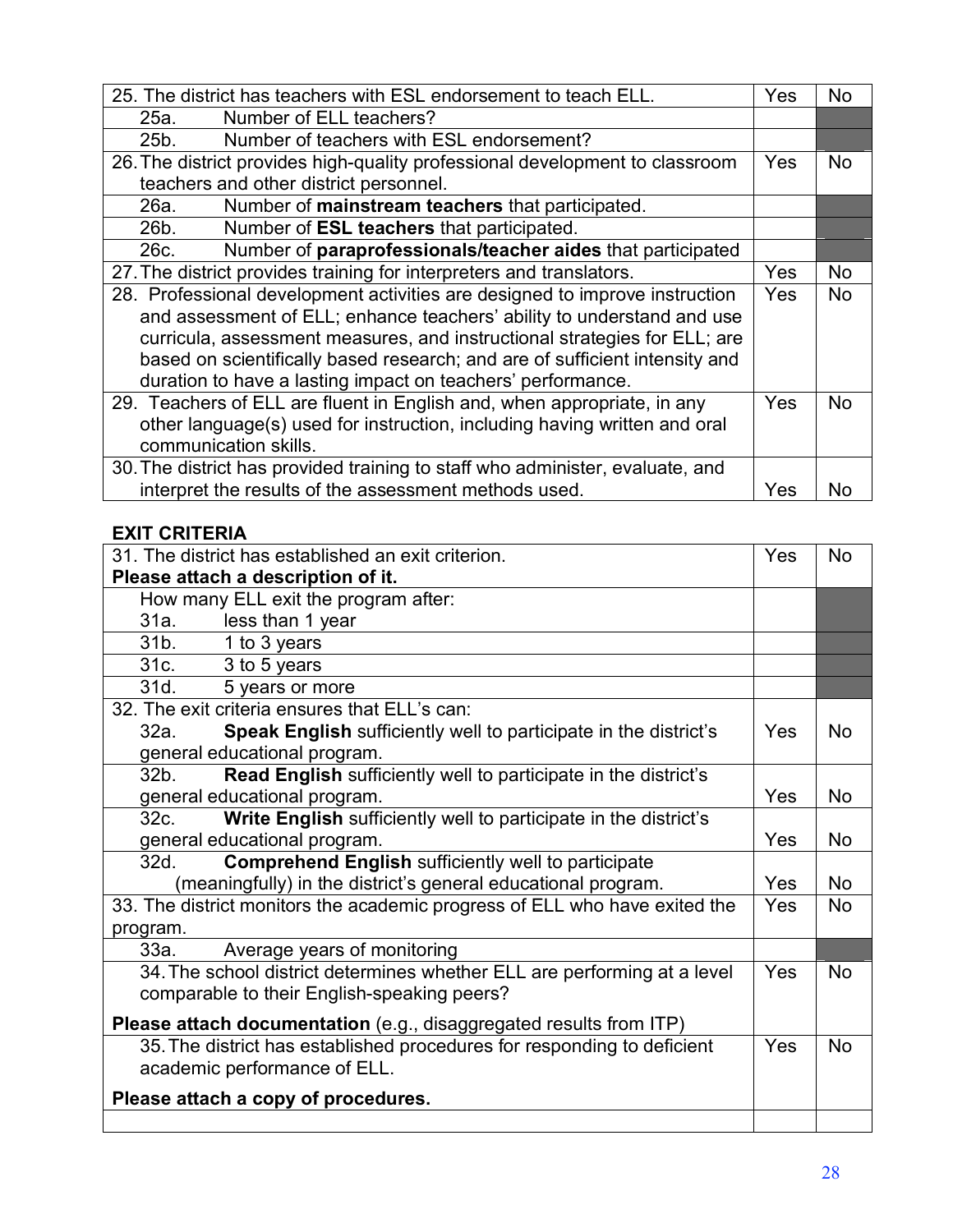| 25. The district has teachers with ESL endorsement to teach ELL. | Yes | No |
|---|---|---|
| 25a. Number of ELL teachers? | | |
| 25b. Number of teachers with ESL endorsement? | | |
| 26. The district provides high-quality professional development to classroom teachers and other district personnel. | Yes | No |
| 26a. Number of **mainstream teachers** that participated. | | |
| 26b. Number of **ESL teachers** that participated. | | |
| 26c. Number of **paraprofessionals/teacher aides** that participated | | |
| 27. The district provides training for interpreters and translators. | Yes | No |
| 28. Professional development activities are designed to improve instruction and assessment of ELL; enhance teachers' ability to understand and use curricula, assessment measures, and instructional strategies for ELL; are based on scientifically based research; and are of sufficient intensity and duration to have a lasting impact on teachers' performance. | Yes | No |
| 29. Teachers of ELL are fluent in English and, when appropriate, in any other language(s) used for instruction, including having written and oral communication skills. | Yes | No |
| 30. The district has provided training to staff who administer, evaluate, and interpret the results of the assessment methods used. | Yes | No |

## EXIT CRITERIA

| 31. The district has established an exit criterion. **Please attach a description of it.** | Yes | No |
|---|---|---|
| How many ELL exit the program after: | | |
| 31a. less than 1 year | | |
| 31b. 1 to 3 years | | |
| 31c. 3 to 5 years | | |
| 31d. 5 years or more | | |
| 32. The exit criteria ensures that ELL's can: | | |
| 32a. **Speak English** sufficiently well to participate in the district's general educational program. | Yes | No |
| 32b. **Read English** sufficiently well to participate in the district's general educational program. | Yes | No |
| 32c. **Write English** sufficiently well to participate in the district's general educational program. | Yes | No |
| 32d. **Comprehend English** sufficiently well to participate (meaningfully) in the district's general educational program. | Yes | No |
| 33. The district monitors the academic progress of ELL who have exited the program. | Yes | No |
| 33a. Average years of monitoring | | |
| 34. The school district determines whether ELL are performing at a level comparable to their English-speaking peers? **Please attach documentation** (e.g., disaggregated results from ITP) | Yes | No |
| 35. The district has established procedures for responding to deficient academic performance of ELL. **Please attach a copy of procedures.** | Yes | No |
| | | |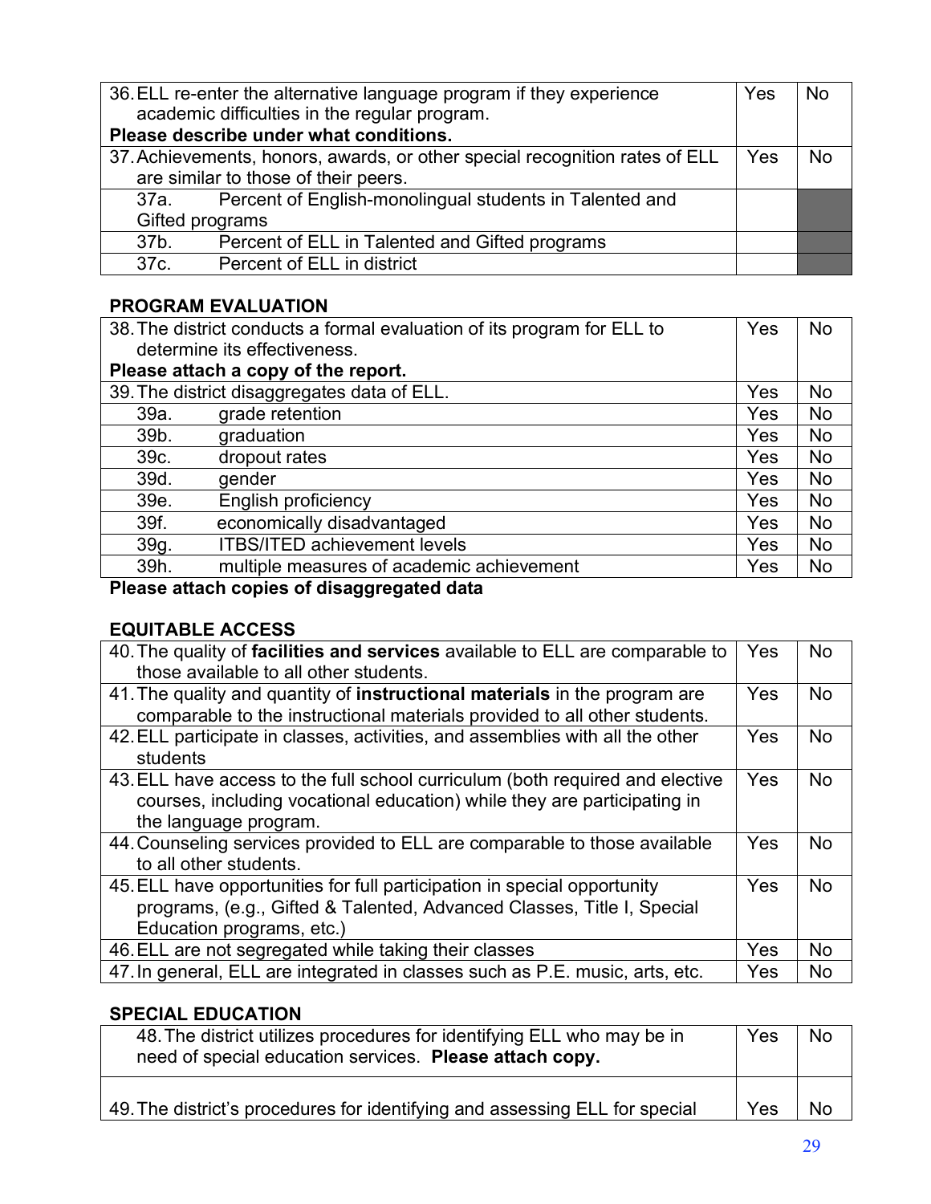| | | |
|---|---|---|
| 36. ELL re-enter the alternative language program if they experience academic difficulties in the regular program. **Please describe under what conditions.** | Yes | No |
| 37. Achievements, honors, awards, or other special recognition rates of ELL are similar to those of their peers. | Yes | No |
| 37a. Percent of English-monolingual students in Talented and Gifted programs | | |
| 37b. Percent of ELL in Talented and Gifted programs | | |
| 37c. Percent of ELL in district | | |

**PROGRAM EVALUATION**

| | | |
|---|---|---|
| 38. The district conducts a formal evaluation of its program for ELL to determine its effectiveness. **Please attach a copy of the report.** | Yes | No |
| 39. The district disaggregates data of ELL. | Yes | No |
| 39a. grade retention | Yes | No |
| 39b. graduation | Yes | No |
| 39c. dropout rates | Yes | No |
| 39d. gender | Yes | No |
| 39e. English proficiency | Yes | No |
| 39f. economically disadvantaged | Yes | No |
| 39g. ITBS/ITED achievement levels | Yes | No |
| 39h. multiple measures of academic achievement | Yes | No |

**Please attach copies of disaggregated data**

**EQUITABLE ACCESS**

| | | |
|---|---|---|
| 40. The quality of **facilities and services** available to ELL are comparable to those available to all other students. | Yes | No |
| 41. The quality and quantity of **instructional materials** in the program are comparable to the instructional materials provided to all other students. | Yes | No |
| 42. ELL participate in classes, activities, and assemblies with all the other students | Yes | No |
| 43. ELL have access to the full school curriculum (both required and elective courses, including vocational education) while they are participating in the language program. | Yes | No |
| 44. Counseling services provided to ELL are comparable to those available to all other students. | Yes | No |
| 45. ELL have opportunities for full participation in special opportunity programs, (e.g., Gifted & Talented, Advanced Classes, Title I, Special Education programs, etc.) | Yes | No |
| 46. ELL are not segregated while taking their classes | Yes | No |
| 47. In general, ELL are integrated in classes such as P.E. music, arts, etc. | Yes | No |

**SPECIAL EDUCATION**

| | | |
|---|---|---|
| 48. The district utilizes procedures for identifying ELL who may be in need of special education services. **Please attach copy.** | Yes | No |
| 49. The district's procedures for identifying and assessing ELL for special | Yes | No |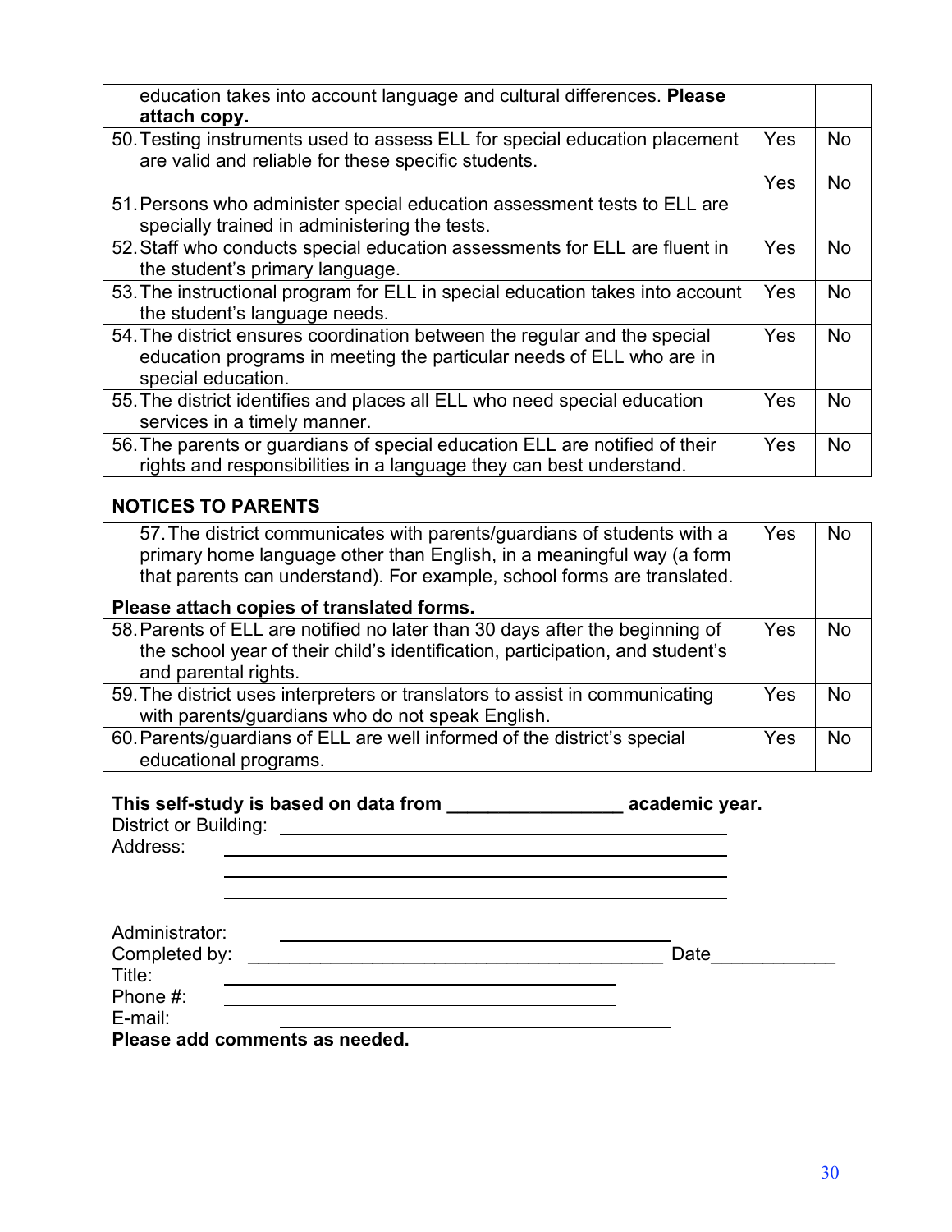| | | |
|---|---|---|
| education takes into account language and cultural differences. **Please attach copy.** | | |
| 50. Testing instruments used to assess ELL for special education placement are valid and reliable for these specific students. | Yes | No |
| 51. Persons who administer special education assessment tests to ELL are specially trained in administering the tests. | Yes | No |
| 52. Staff who conducts special education assessments for ELL are fluent in the student's primary language. | Yes | No |
| 53. The instructional program for ELL in special education takes into account the student's language needs. | Yes | No |
| 54. The district ensures coordination between the regular and the special education programs in meeting the particular needs of ELL who are in special education. | Yes | No |
| 55. The district identifies and places all ELL who need special education services in a timely manner. | Yes | No |
| 56. The parents or guardians of special education ELL are notified of their rights and responsibilities in a language they can best understand. | Yes | No |

**NOTICES TO PARENTS**

| | | |
|---|---|---|
| 57. The district communicates with parents/guardians of students with a primary home language other than English, in a meaningful way (a form that parents can understand). For example, school forms are translated. **Please attach copies of translated forms.** | Yes | No |
| 58. Parents of ELL are notified no later than 30 days after the beginning of the school year of their child's identification, participation, and student's and parental rights. | Yes | No |
| 59. The district uses interpreters or translators to assist in communicating with parents/guardians who do not speak English. | Yes | No |
| 60. Parents/guardians of ELL are well informed of the district's special educational programs. | Yes | No |

**This self-study is based on data from \_\_\_\_\_\_\_\_\_\_\_\_\_\_\_\_ academic year.**

District or Building: \_\_\_\_\_\_\_\_\_\_\_\_\_\_\_\_\_\_\_\_\_\_\_\_\_\_\_\_\_\_\_\_\_\_\_\_\_\_\_\_

Address: \_\_\_\_\_\_\_\_\_\_\_\_\_\_\_\_\_\_\_\_\_\_\_\_\_\_\_\_\_\_\_\_\_\_\_\_\_\_\_\_

\_\_\_\_\_\_\_\_\_\_\_\_\_\_\_\_\_\_\_\_\_\_\_\_\_\_\_\_\_\_\_\_\_\_\_\_\_\_\_\_

\_\_\_\_\_\_\_\_\_\_\_\_\_\_\_\_\_\_\_\_\_\_\_\_\_\_\_\_\_\_\_\_\_\_\_\_\_\_\_\_

Administrator: \_\_\_\_\_\_\_\_\_\_\_\_\_\_\_\_\_\_\_\_\_\_\_\_\_\_\_\_\_\_\_\_\_\_\_\_

Completed by: \_\_\_\_\_\_\_\_\_\_\_\_\_\_\_\_\_\_\_\_\_\_\_\_\_\_\_\_\_\_\_\_\_\_\_\_\_\_\_\_ Date\_\_\_\_\_\_\_\_\_\_\_\_

Title: \_\_\_\_\_\_\_\_\_\_\_\_\_\_\_\_\_\_\_\_\_\_\_\_\_\_\_\_\_\_\_\_\_\_\_\_

Phone #: \_\_\_\_\_\_\_\_\_\_\_\_\_\_\_\_\_\_\_\_\_\_\_\_\_\_\_\_\_\_\_\_\_\_\_\_

E-mail: \_\_\_\_\_\_\_\_\_\_\_\_\_\_\_\_\_\_\_\_\_\_\_\_\_\_\_\_\_\_\_\_\_\_\_\_

**Please add comments as needed.**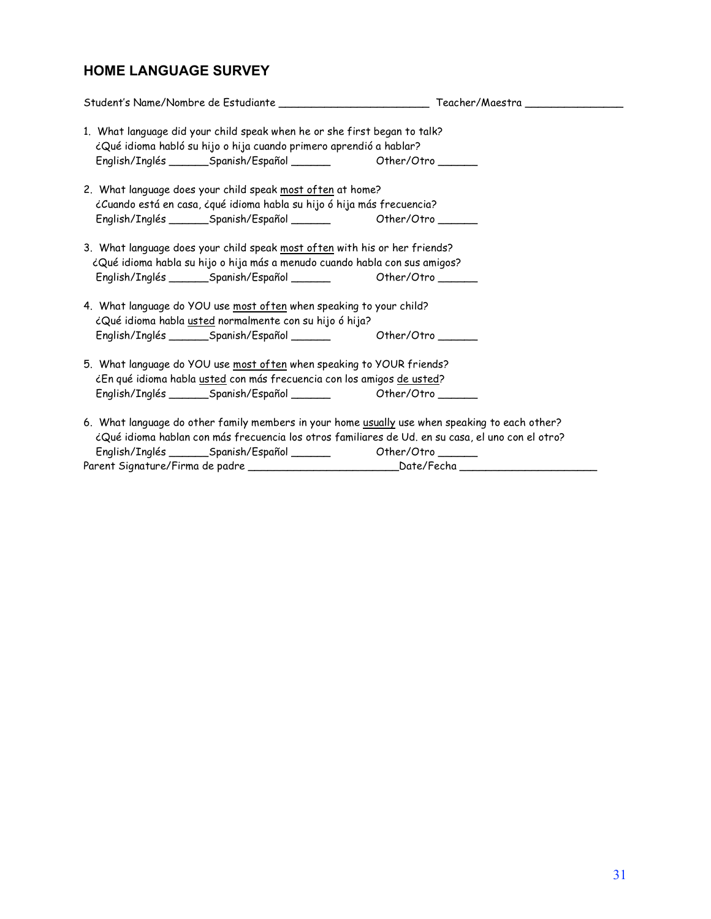## HOME LANGUAGE SURVEY

Student's Name/Nombre de Estudiante ________________________ Teacher/Maestra _______________

1. What language did your child speak when he or she first began to talk?
   ¿Qué idioma habló su hijo o hija cuando primero aprendió a hablar?
   English/Inglés ______Spanish/Español ______ Other/Otro ______

2. What language does your child speak <u>most often</u> at home?
   ¿Cuando está en casa, ¿qué idioma habla su hijo ó hija más frecuencia?
   English/Inglés ______Spanish/Español ______ Other/Otro ______

3. What language does your child speak <u>most often</u> with his or her friends?
   ¿Qué idioma habla su hijo o hija más a menudo cuando habla con sus amigos?
   English/Inglés ______Spanish/Español ______ Other/Otro ______

4. What language do YOU use <u>most often</u> when speaking to your child?
   ¿Qué idioma habla <u>usted</u> normalmente con su hijo ó hija?
   English/Inglés ______Spanish/Español ______ Other/Otro ______

5. What language do YOU use <u>most often</u> when speaking to YOUR friends?
   ¿En qué idioma habla <u>usted</u> con más frecuencia con los amigos <u>de usted</u>?
   English/Inglés ______Spanish/Español ______ Other/Otro ______

6. What language do other family members in your home <u>usually</u> use when speaking to each other?
   ¿Qué idioma hablan con más frecuencia los otros familiares de Ud. en su casa, el uno con el otro?
   English/Inglés ______Spanish/Español ______ Other/Otro ______

Parent Signature/Firma de padre ________________________Date/Fecha _____________________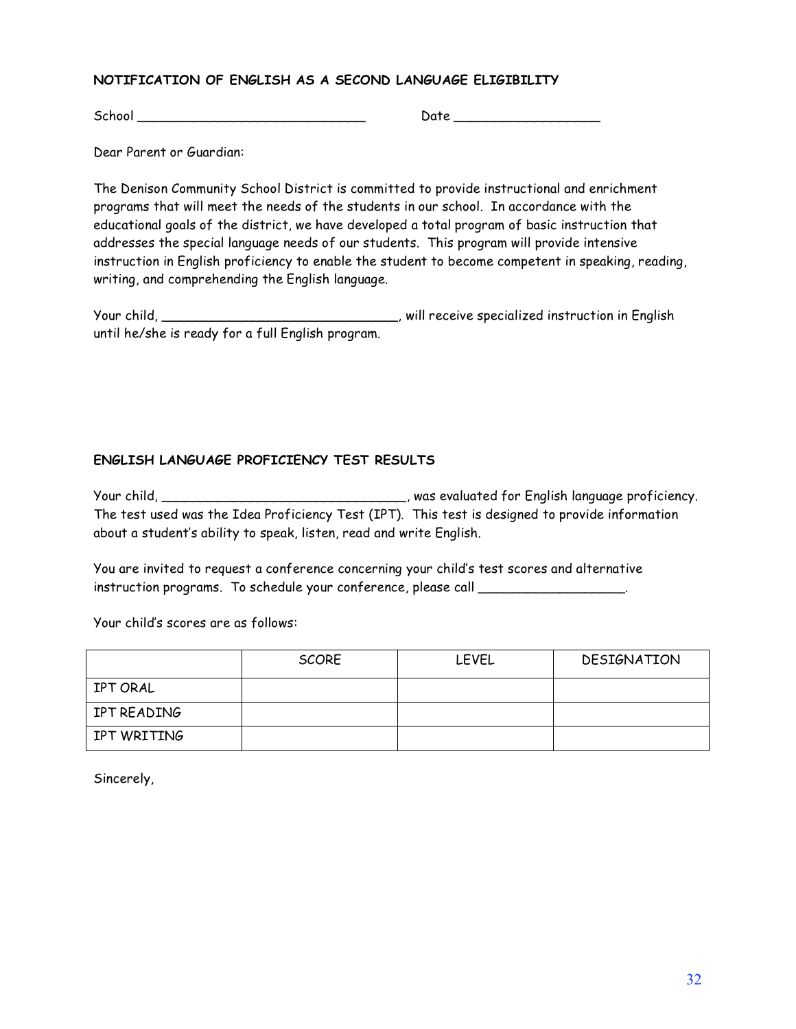**NOTIFICATION OF ENGLISH AS A SECOND LANGUAGE ELIGIBILITY**

School ______________________________ Date ___________________

Dear Parent or Guardian:

The Denison Community School District is committed to provide instructional and enrichment programs that will meet the needs of the students in our school. In accordance with the educational goals of the district, we have developed a total program of basic instruction that addresses the special language needs of our students. This program will provide intensive instruction in English proficiency to enable the student to become competent in speaking, reading, writing, and comprehending the English language.

Your child, _______________________________, will receive specialized instruction in English until he/she is ready for a full English program.

**ENGLISH LANGUAGE PROFICIENCY TEST RESULTS**

Your child, ________________________________, was evaluated for English language proficiency. The test used was the Idea Proficiency Test (IPT). This test is designed to provide information about a student's ability to speak, listen, read and write English.

You are invited to request a conference concerning your child's test scores and alternative instruction programs. To schedule your conference, please call ___________________.

Your child's scores are as follows:

| | SCORE | LEVEL | DESIGNATION |
|---|---|---|---|
| IPT ORAL | | | |
| IPT READING | | | |
| IPT WRITING | | | |

Sincerely,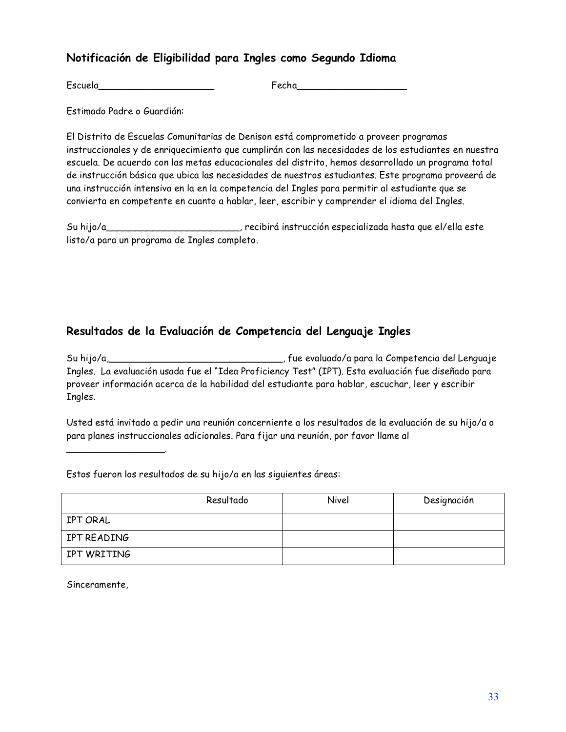## Notificación de Eligibilidad para Ingles como Segundo Idioma

Escuela____________________ Fecha___________________

Estimado Padre o Guardián:

El Distrito de Escuelas Comunitarias de Denison está comprometido a proveer programas instruccionales y de enriquecimiento que cumplirán con las necesidades de los estudiantes en nuestra escuela. De acuerdo con las metas educacionales del distrito, hemos desarrollado un programa total de instrucción básica que ubica las necesidades de nuestros estudiantes. Este programa proveerá de una instrucción intensiva en la en la competencia del Ingles para permitir al estudiante que se convierta en competente en cuanto a hablar, leer, escribir y comprender el idioma del Ingles.

Su hijo/a_______________________, recibirá instrucción especializada hasta que el/ella este listo/a para un programa de Ingles completo.

## Resultados de la Evaluación de Competencia del Lenguaje Ingles

Su hijo/a,______________________________, fue evaluado/a para la Competencia del Lenguaje Ingles. La evaluación usada fue el "Idea Proficiency Test" (IPT). Esta evaluación fue diseñado para proveer información acerca de la habilidad del estudiante para hablar, escuchar, leer y escribir Ingles.

Usted está invitado a pedir una reunión concerniente a los resultados de la evaluación de su hijo/a o para planes instruccionales adicionales. Para fijar una reunión, por favor llame al ________________.

Estos fueron los resultados de su hijo/a en las siguientes áreas:

| | Resultado | Nivel | Designación |
|---|---|---|---|
| IPT ORAL | | | |
| IPT READING | | | |
| IPT WRITING | | | |

Sinceramente,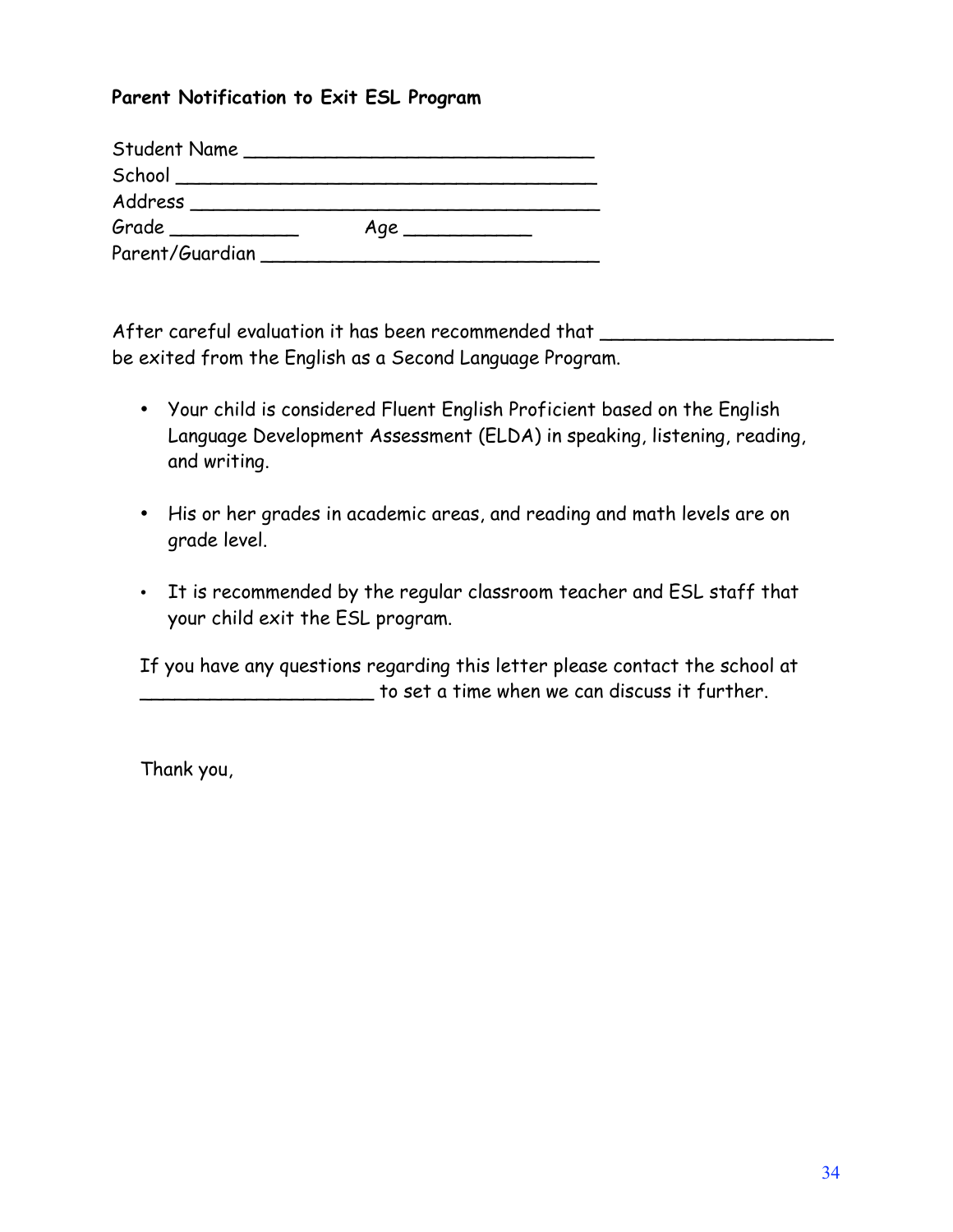**Parent Notification to Exit ESL Program**

Student Name ______________________________
School ____________________________________
Address ___________________________________
Grade ___________ Age ___________
Parent/Guardian ____________________________

After careful evaluation it has been recommended that ____________________ be exited from the English as a Second Language Program.

- Your child is considered Fluent English Proficient based on the English Language Development Assessment (ELDA) in speaking, listening, reading, and writing.
- His or her grades in academic areas, and reading and math levels are on grade level.
- It is recommended by the regular classroom teacher and ESL staff that your child exit the ESL program.

If you have any questions regarding this letter please contact the school at ____________________ to set a time when we can discuss it further.

Thank you,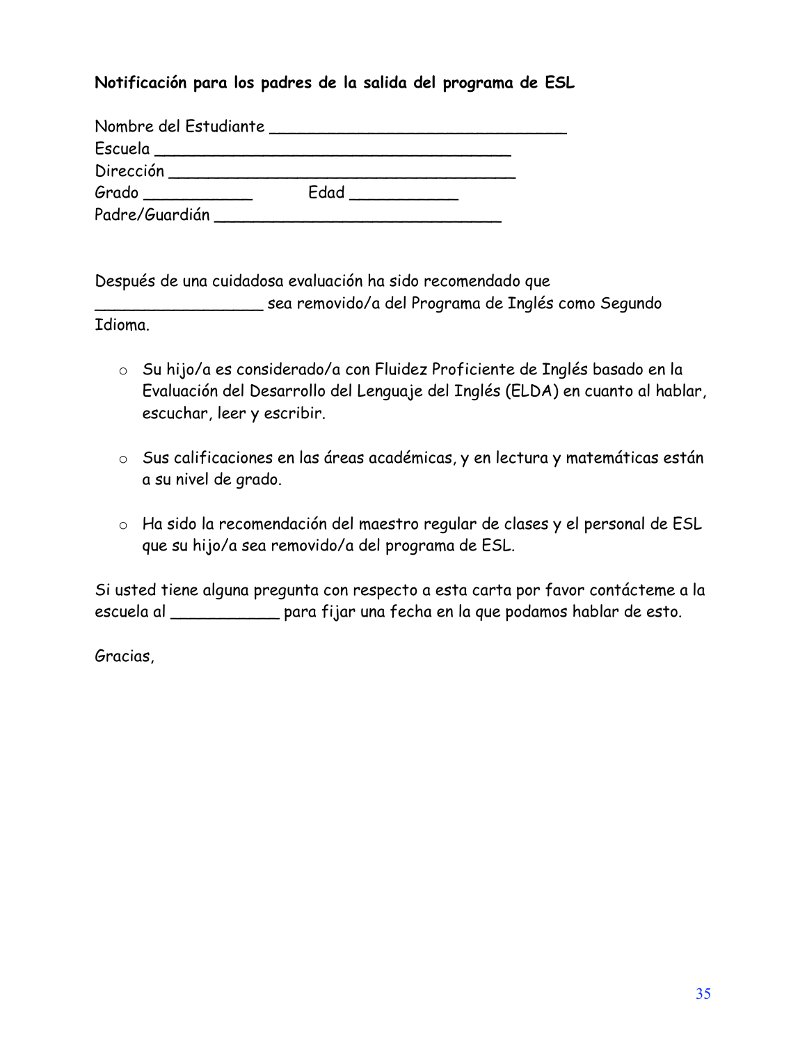**Notificación para los padres de la salida del programa de ESL**

Nombre del Estudiante ______________________________
Escuela ____________________________________
Dirección ___________________________________
Grado ___________ Edad ___________
Padre/Guardián ______________________________

Después de una cuidadosa evaluación ha sido recomendado que _________________ sea removido/a del Programa de Inglés como Segundo Idioma.

- Su hijo/a es considerado/a con Fluidez Proficiente de Inglés basado en la Evaluación del Desarrollo del Lenguaje del Inglés (ELDA) en cuanto al hablar, escuchar, leer y escribir.

- Sus calificaciones en las áreas académicas, y en lectura y matemáticas están a su nivel de grado.

- Ha sido la recomendación del maestro regular de clases y el personal de ESL que su hijo/a sea removido/a del programa de ESL.

Si usted tiene alguna pregunta con respecto a esta carta por favor contácteme a la escuela al ___________ para fijar una fecha en la que podamos hablar de esto.

Gracias,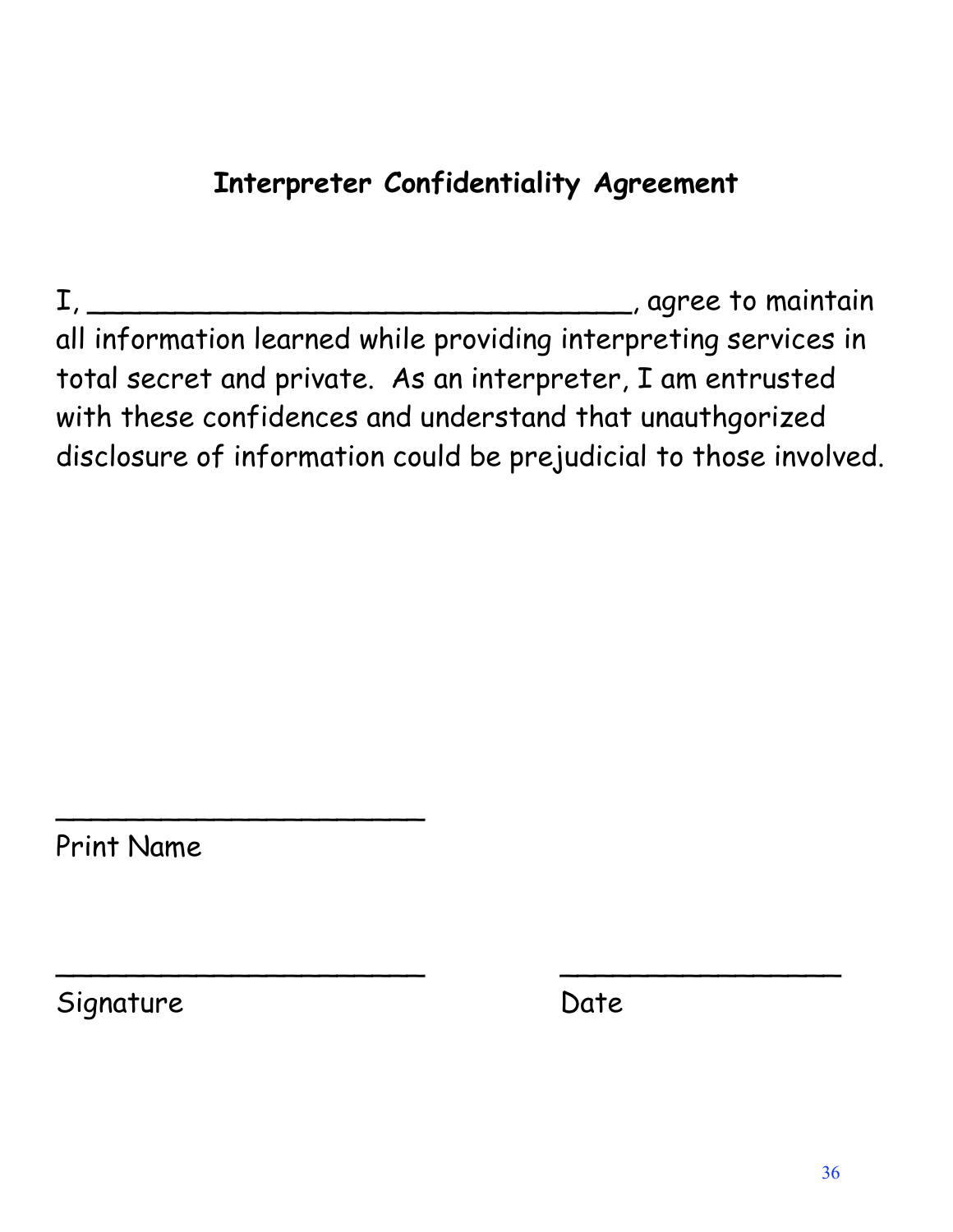## Interpreter Confidentiality Agreement

I, ________________________________, agree to maintain all information learned while providing interpreting services in total secret and private. As an interpreter, I am entrusted with these confidences and understand that unauthgorized disclosure of information could be prejudicial to those involved.

______________________
Print Name

______________________　　　　　_________________
Signature　　　　　　　　　　　　Date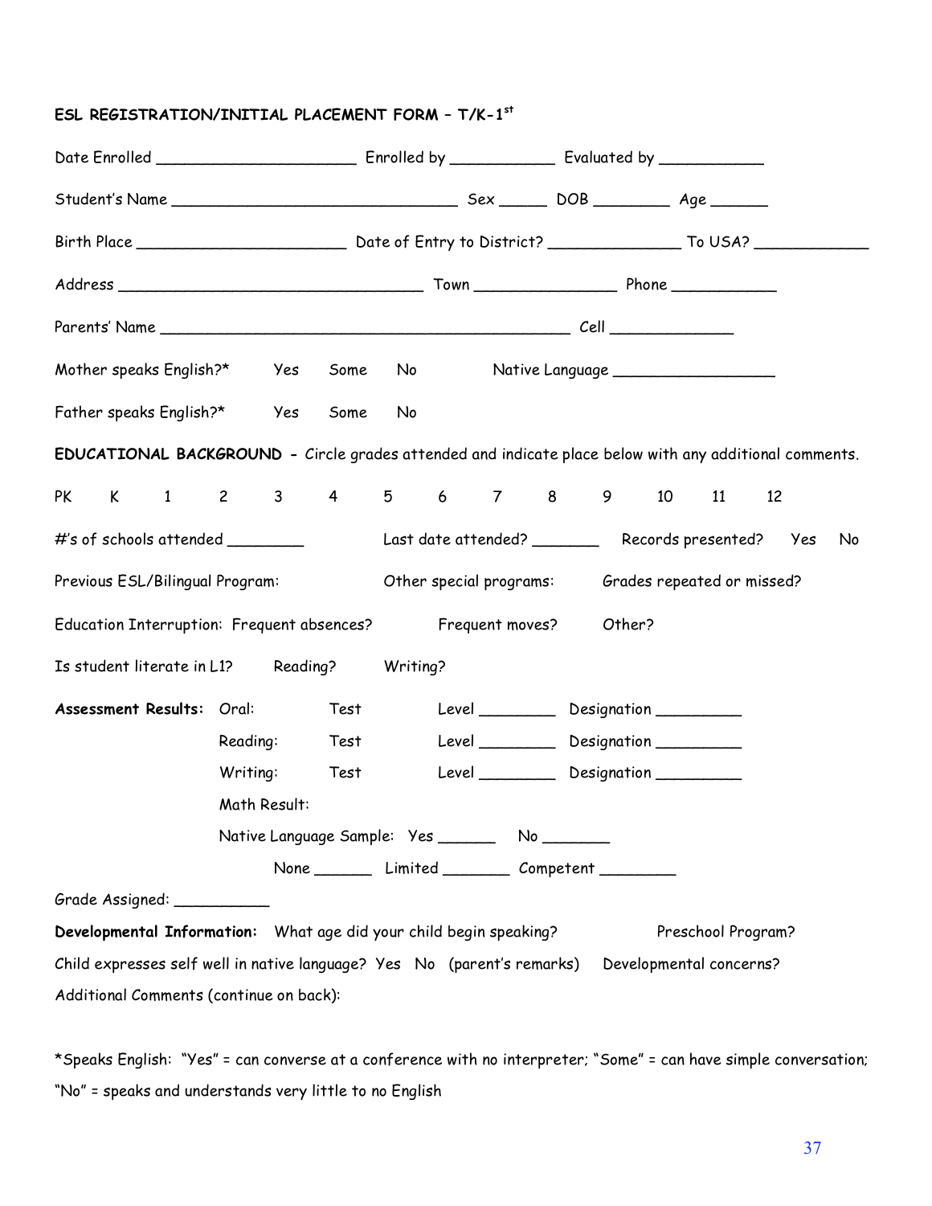## ESL REGISTRATION/INITIAL PLACEMENT FORM – T/K-1st

Date Enrolled ____________________ Enrolled by __________ Evaluated by __________

Student's Name _____________________________ Sex _____ DOB ________ Age ______

Birth Place _____________________ Date of Entry to District? ____________ To USA? ___________

Address ______________________________ Town ______________ Phone __________

Parents' Name __________________________________________ Cell ____________

Mother speaks English?* Yes Some No Native Language ________________

Father speaks English?* Yes Some No

**EDUCATIONAL BACKGROUND** - Circle grades attended and indicate place below with any additional comments.

PK K 1 2 3 4 5 6 7 8 9 10 11 12

#'s of schools attended ________ Last date attended? _______ Records presented? Yes No

Previous ESL/Bilingual Program: Other special programs: Grades repeated or missed?

Education Interruption: Frequent absences? Frequent moves? Other?

Is student literate in L1? Reading? Writing?

**Assessment Results:** Oral: Test Level ________ Designation _________

Reading: Test Level ________ Designation _________

Writing: Test Level ________ Designation _________

Math Result:

Native Language Sample: Yes ______ No _______

None ______ Limited _______ Competent ________

Grade Assigned: __________

**Developmental Information:** What age did your child begin speaking? Preschool Program?

Child expresses self well in native language? Yes No (parent's remarks) Developmental concerns?

Additional Comments (continue on back):

*Speaks English: "Yes" = can converse at a conference with no interpreter; "Some" = can have simple conversation; "No" = speaks and understands very little to no English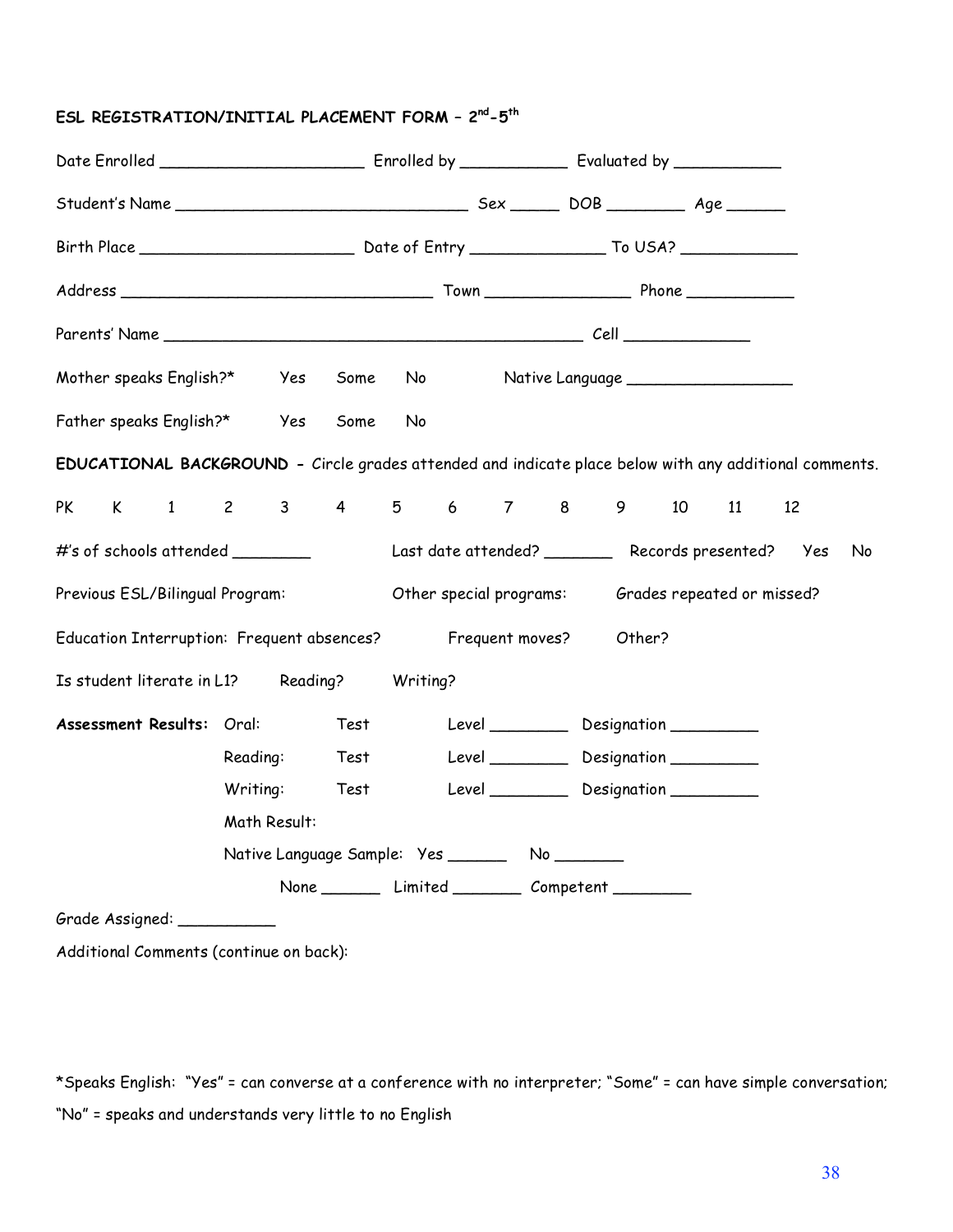## ESL REGISTRATION/INITIAL PLACEMENT FORM – 2nd-5th

Date Enrolled ____________________ Enrolled by __________ Evaluated by __________

Student's Name _____________________________ Sex _____ DOB ________ Age ______

Birth Place _____________________ Date of Entry _____________ To USA? ____________

Address ______________________________ Town ______________ Phone ___________

Parents' Name __________________________________________ Cell _____________

Mother speaks English?* Yes Some No Native Language _______________

Father speaks English?* Yes Some No

**EDUCATIONAL BACKGROUND** - Circle grades attended and indicate place below with any additional comments.

PK K 1 2 3 4 5 6 7 8 9 10 11 12

#'s of schools attended ________ Last date attended? _______ Records presented? Yes No

Previous ESL/Bilingual Program: Other special programs: Grades repeated or missed?

Education Interruption: Frequent absences? Frequent moves? Other?

Is student literate in L1? Reading? Writing?

**Assessment Results:** Oral: Test Level ________ Designation _________

Reading: Test Level ________ Designation _________

Writing: Test Level ________ Designation _________

Math Result:

Native Language Sample: Yes ______ No _______

None ______ Limited _______ Competent ________

Grade Assigned: __________

Additional Comments (continue on back):

*Speaks English: "Yes" = can converse at a conference with no interpreter; "Some" = can have simple conversation; "No" = speaks and understands very little to no English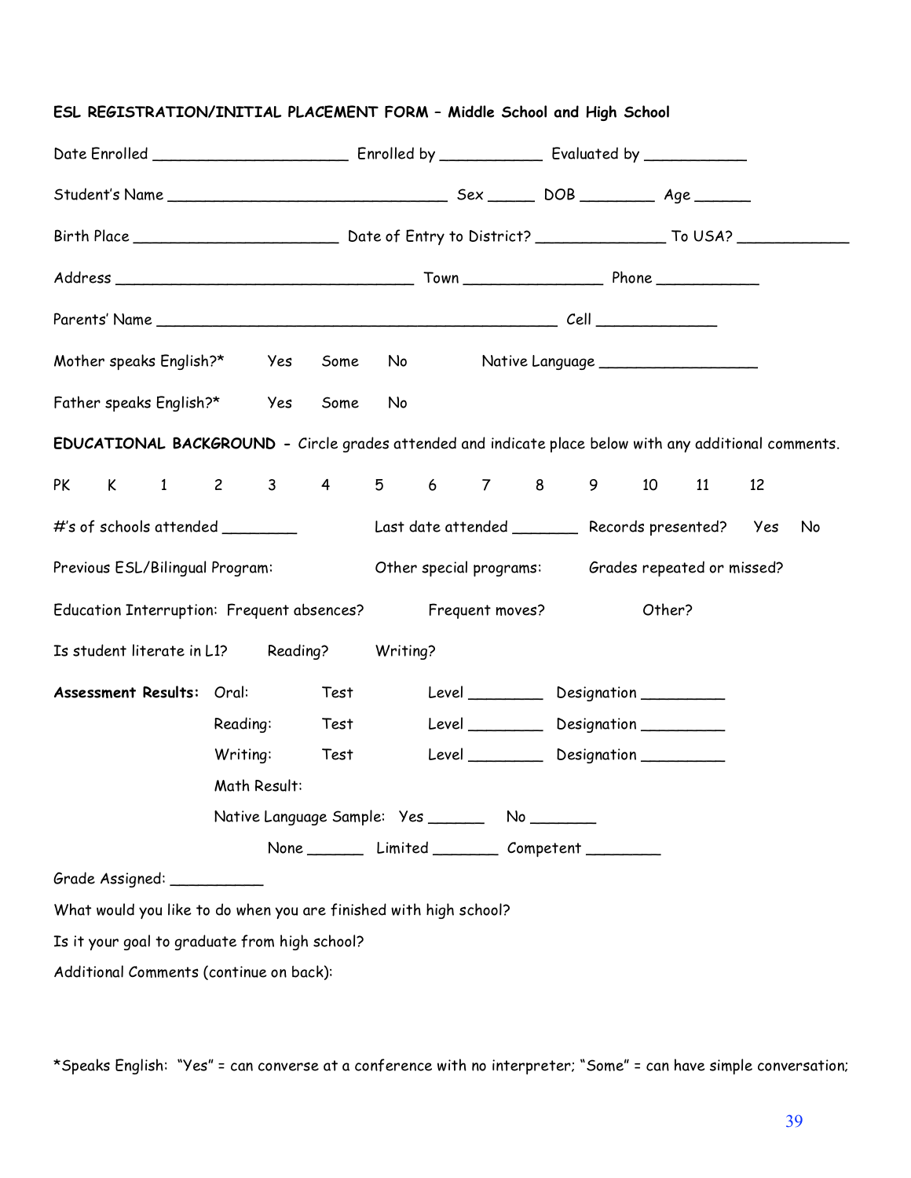**ESL REGISTRATION/INITIAL PLACEMENT FORM – Middle School and High School**

Date Enrolled ____________________ Enrolled by __________ Evaluated by __________

Student's Name ____________________________ Sex _____ DOB ________ Age ______

Birth Place ____________________ Date of Entry to District? ____________ To USA? ___________

Address ______________________________ Town ______________ Phone __________

Parents' Name __________________________________________ Cell ____________

Mother speaks English?* Yes Some No Native Language _______________

Father speaks English?* Yes Some No

**EDUCATIONAL BACKGROUND** - Circle grades attended and indicate place below with any additional comments.

PK K 1 2 3 4 5 6 7 8 9 10 11 12

#'s of schools attended ________ Last date attended _______ Records presented? Yes No

Previous ESL/Bilingual Program: Other special programs: Grades repeated or missed?

Education Interruption: Frequent absences? Frequent moves? Other?

Is student literate in L1? Reading? Writing?

**Assessment Results:** Oral: Test Level ________ Designation _________

Reading: Test Level ________ Designation _________

Writing: Test Level ________ Designation _________

Math Result:

Native Language Sample: Yes ______ No _______

None ______ Limited _______ Competent ________

Grade Assigned: __________

What would you like to do when you are finished with high school?

Is it your goal to graduate from high school?

Additional Comments (continue on back):

*Speaks English: "Yes" = can converse at a conference with no interpreter; "Some" = can have simple conversation;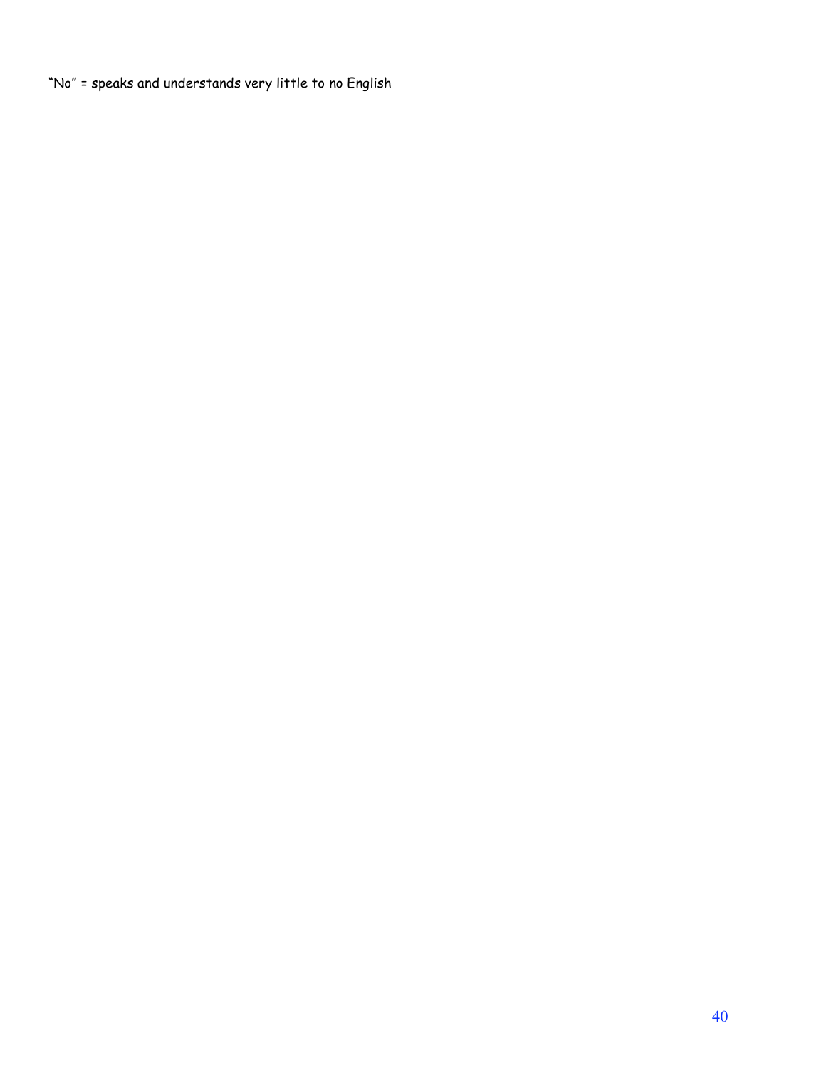"No" = speaks and understands very little to no English